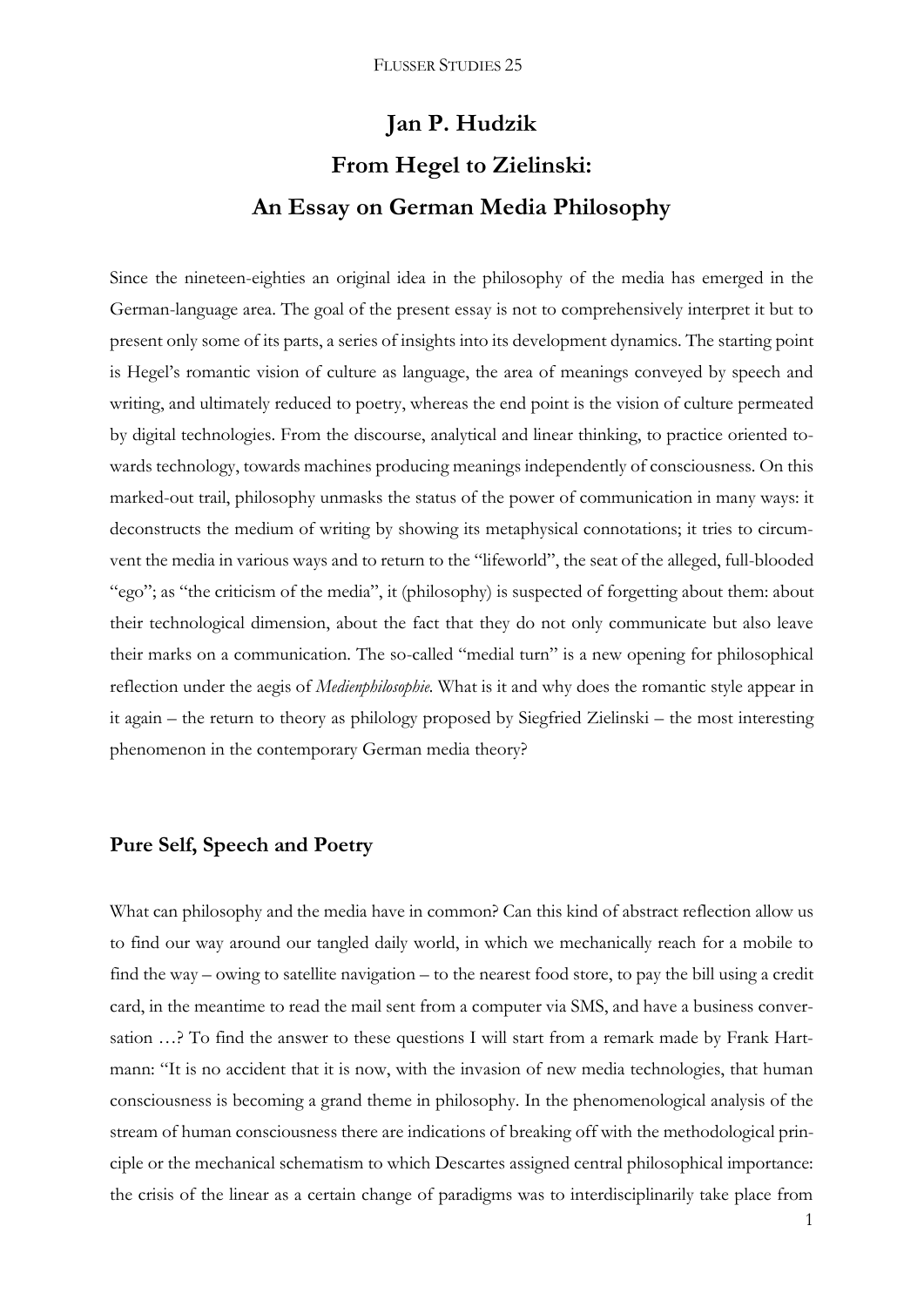# Jan P. Hudzik
# From Hegel to Zielinski: An Essay on German Media Philosophy

Since the nineteen-eighties an original idea in the philosophy of the media has emerged in the German-language area. The goal of the present essay is not to comprehensively interpret it but to present only some of its parts, a series of insights into its development dynamics. The starting point is Hegel's romantic vision of culture as language, the area of meanings conveyed by speech and writing, and ultimately reduced to poetry, whereas the end point is the vision of culture permeated by digital technologies. From the discourse, analytical and linear thinking, to practice oriented towards technology, towards machines producing meanings independently of consciousness. On this marked-out trail, philosophy unmasks the status of the power of communication in many ways: it deconstructs the medium of writing by showing its metaphysical connotations; it tries to circumvent the media in various ways and to return to the "lifeworld", the seat of the alleged, full-blooded "ego"; as "the criticism of the media", it (philosophy) is suspected of forgetting about them: about their technological dimension, about the fact that they do not only communicate but also leave their marks on a communication. The so-called "medial turn" is a new opening for philosophical reflection under the aegis of *Medienphilosophie.* What is it and why does the romantic style appear in it again – the return to theory as philology proposed by Siegfried Zielinski – the most interesting phenomenon in the contemporary German media theory?

## Pure Self, Speech and Poetry

What can philosophy and the media have in common? Can this kind of abstract reflection allow us to find our way around our tangled daily world, in which we mechanically reach for a mobile to find the way – owing to satellite navigation – to the nearest food store, to pay the bill using a credit card, in the meantime to read the mail sent from a computer via SMS, and have a business conversation …? To find the answer to these questions I will start from a remark made by Frank Hartmann: "It is no accident that it is now, with the invasion of new media technologies, that human consciousness is becoming a grand theme in philosophy. In the phenomenological analysis of the stream of human consciousness there are indications of breaking off with the methodological principle or the mechanical schematism to which Descartes assigned central philosophical importance: the crisis of the linear as a certain change of paradigms was to interdisciplinarily take place from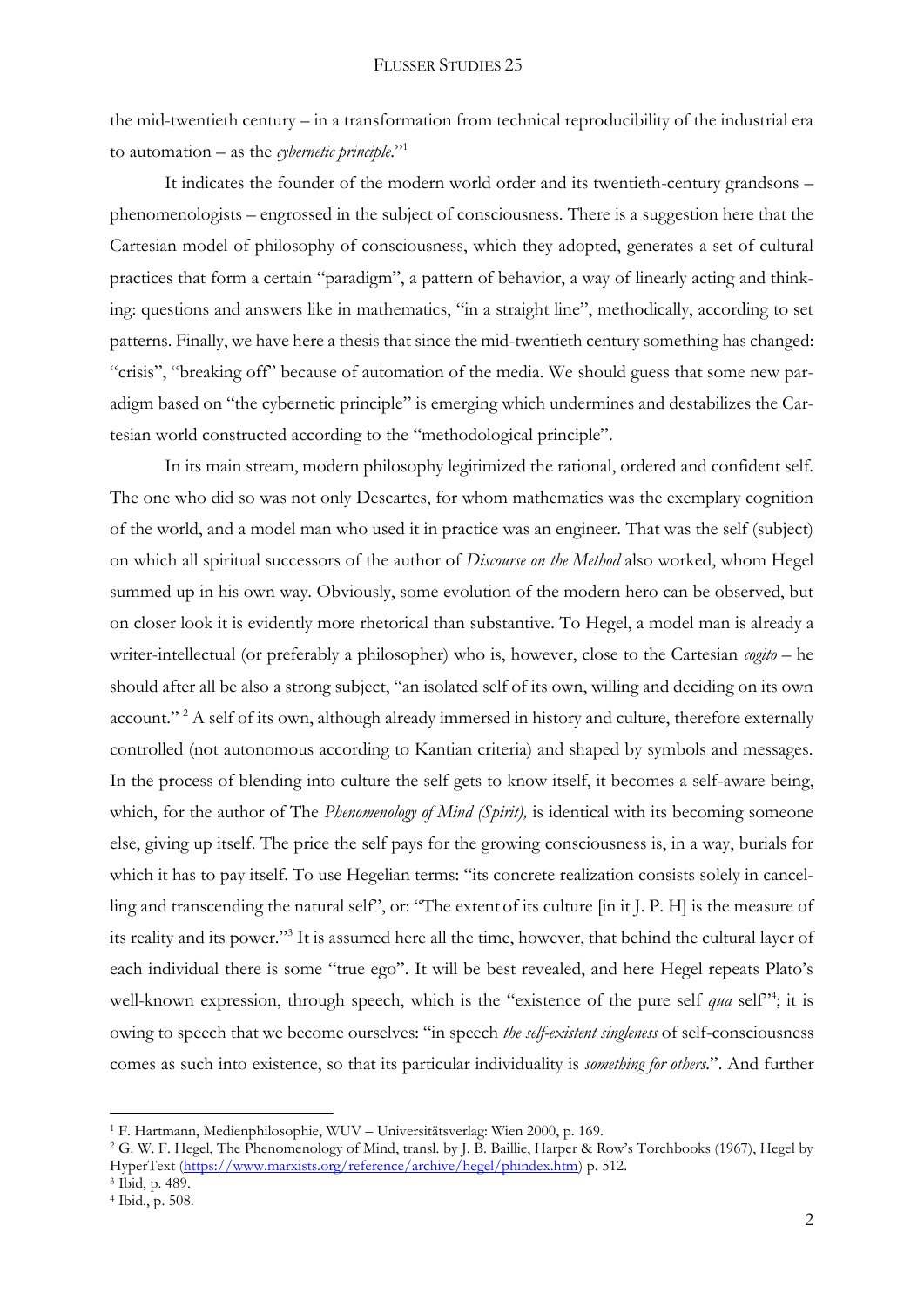the mid-twentieth century – in a transformation from technical reproducibility of the industrial era to automation – as the *cybernetic principle*."[1]

It indicates the founder of the modern world order and its twentieth-century grandsons – phenomenologists – engrossed in the subject of consciousness. There is a suggestion here that the Cartesian model of philosophy of consciousness, which they adopted, generates a set of cultural practices that form a certain "paradigm", a pattern of behavior, a way of linearly acting and thinking: questions and answers like in mathematics, "in a straight line", methodically, according to set patterns. Finally, we have here a thesis that since the mid-twentieth century something has changed: "crisis", "breaking off" because of automation of the media. We should guess that some new paradigm based on "the cybernetic principle" is emerging which undermines and destabilizes the Cartesian world constructed according to the "methodological principle".

In its main stream, modern philosophy legitimized the rational, ordered and confident self. The one who did so was not only Descartes, for whom mathematics was the exemplary cognition of the world, and a model man who used it in practice was an engineer. That was the self (subject) on which all spiritual successors of the author of *Discourse on the Method* also worked, whom Hegel summed up in his own way. Obviously, some evolution of the modern hero can be observed, but on closer look it is evidently more rhetorical than substantive. To Hegel, a model man is already a writer-intellectual (or preferably a philosopher) who is, however, close to the Cartesian *cogito* – he should after all be also a strong subject, "an isolated self of its own, willing and deciding on its own account." [2] A self of its own, although already immersed in history and culture, therefore externally controlled (not autonomous according to Kantian criteria) and shaped by symbols and messages. In the process of blending into culture the self gets to know itself, it becomes a self-aware being, which, for the author of The *Phenomenology of Mind (Spirit),* is identical with its becoming someone else, giving up itself. The price the self pays for the growing consciousness is, in a way, burials for which it has to pay itself. To use Hegelian terms: "its concrete realization consists solely in cancelling and transcending the natural self", or: "The extent of its culture [in it J. P. H] is the measure of its reality and its power."[3] It is assumed here all the time, however, that behind the cultural layer of each individual there is some "true ego". It will be best revealed, and here Hegel repeats Plato's well-known expression, through speech, which is the "existence of the pure self *qua* self"[4]; it is owing to speech that we become ourselves: "in speech *the self-existent singleness* of self-consciousness comes as such into existence, so that its particular individuality is *something for others*.". And further

---

[1] F. Hartmann, Medienphilosophie, WUV – Universitätsverlag: Wien 2000, p. 169.

[2] G. W. F. Hegel, The Phenomenology of Mind, transl. by J. B. Baillie, Harper & Row's Torchbooks (1967), Hegel by HyperText (https://www.marxists.org/reference/archive/hegel/phindex.htm) p. 512.

[3] Ibid, p. 489.

[4] Ibid., p. 508.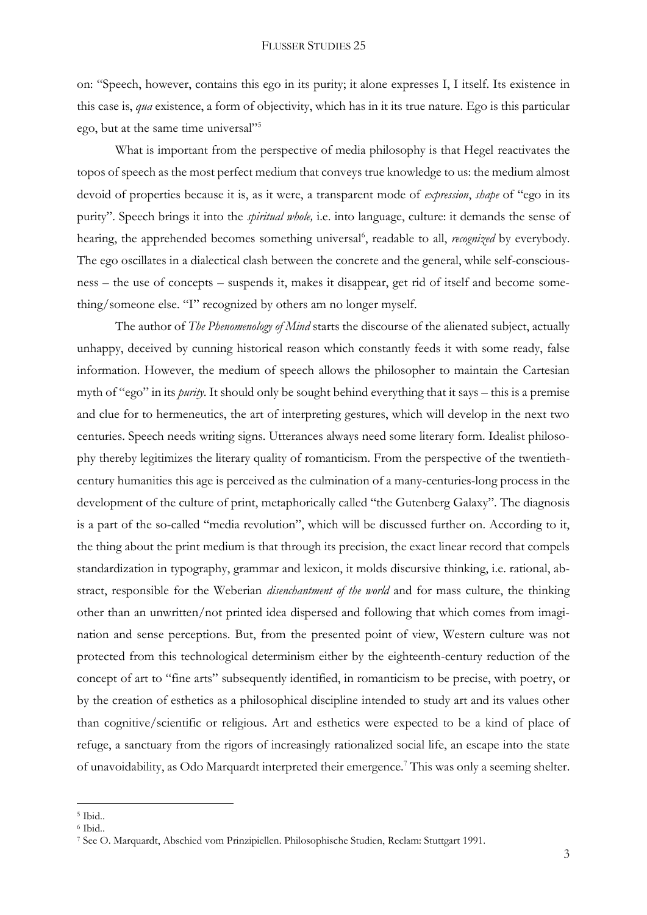on: "Speech, however, contains this ego in its purity; it alone expresses I, I itself. Its existence in this case is, *qua* existence, a form of objectivity, which has in it its true nature. Ego is this particular ego, but at the same time universal"[5]

What is important from the perspective of media philosophy is that Hegel reactivates the topos of speech as the most perfect medium that conveys true knowledge to us: the medium almost devoid of properties because it is, as it were, a transparent mode of *expression*, *shape* of "ego in its purity". Speech brings it into the *spiritual whole,* i.e. into language, culture: it demands the sense of hearing, the apprehended becomes something universal[6], readable to all, *recognized* by everybody. The ego oscillates in a dialectical clash between the concrete and the general, while self-consciousness – the use of concepts – suspends it, makes it disappear, get rid of itself and become something/someone else. "I" recognized by others am no longer myself.

The author of *The Phenomenology of Mind* starts the discourse of the alienated subject, actually unhappy, deceived by cunning historical reason which constantly feeds it with some ready, false information. However, the medium of speech allows the philosopher to maintain the Cartesian myth of "ego" in its *purity*. It should only be sought behind everything that it says – this is a premise and clue for to hermeneutics, the art of interpreting gestures, which will develop in the next two centuries. Speech needs writing signs. Utterances always need some literary form. Idealist philosophy thereby legitimizes the literary quality of romanticism. From the perspective of the twentieth-century humanities this age is perceived as the culmination of a many-centuries-long process in the development of the culture of print, metaphorically called "the Gutenberg Galaxy". The diagnosis is a part of the so-called "media revolution", which will be discussed further on. According to it, the thing about the print medium is that through its precision, the exact linear record that compels standardization in typography, grammar and lexicon, it molds discursive thinking, i.e. rational, abstract, responsible for the Weberian *disenchantment of the world* and for mass culture, the thinking other than an unwritten/not printed idea dispersed and following that which comes from imagination and sense perceptions. But, from the presented point of view, Western culture was not protected from this technological determinism either by the eighteenth-century reduction of the concept of art to "fine arts" subsequently identified, in romanticism to be precise, with poetry, or by the creation of esthetics as a philosophical discipline intended to study art and its values other than cognitive/scientific or religious. Art and esthetics were expected to be a kind of place of refuge, a sanctuary from the rigors of increasingly rationalized social life, an escape into the state of unavoidability, as Odo Marquardt interpreted their emergence.[7] This was only a seeming shelter.

---

[5] Ibid..

[6] Ibid..

[7] See O. Marquardt, Abschied vom Prinzipiellen. Philosophische Studien, Reclam: Stuttgart 1991.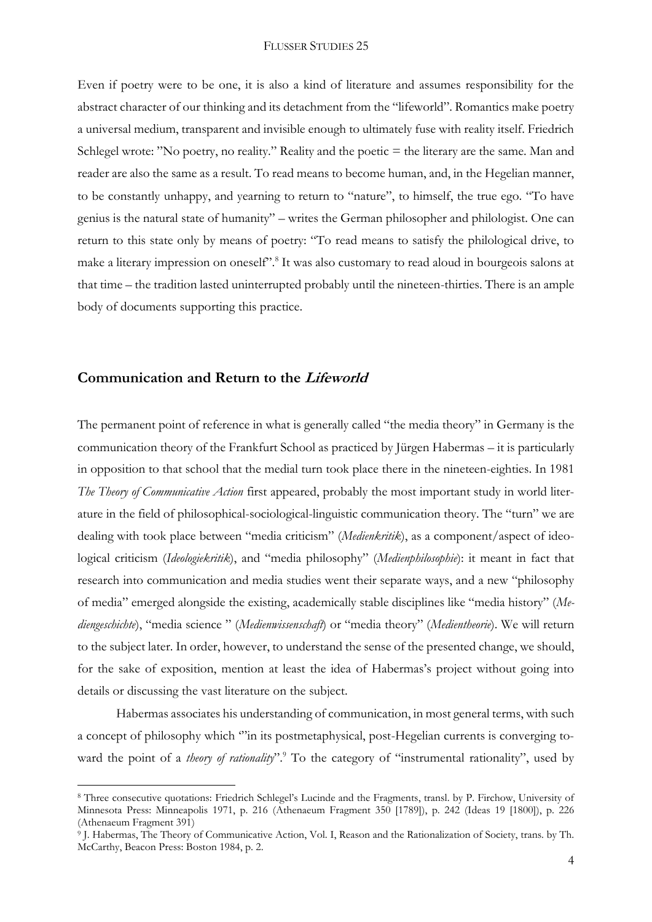Even if poetry were to be one, it is also a kind of literature and assumes responsibility for the abstract character of our thinking and its detachment from the "lifeworld". Romantics make poetry a universal medium, transparent and invisible enough to ultimately fuse with reality itself. Friedrich Schlegel wrote: "No poetry, no reality." Reality and the poetic = the literary are the same. Man and reader are also the same as a result. To read means to become human, and, in the Hegelian manner, to be constantly unhappy, and yearning to return to "nature", to himself, the true ego. "To have genius is the natural state of humanity" – writes the German philosopher and philologist. One can return to this state only by means of poetry: "To read means to satisfy the philological drive, to make a literary impression on oneself".[8] It was also customary to read aloud in bourgeois salons at that time – the tradition lasted uninterrupted probably until the nineteen-thirties. There is an ample body of documents supporting this practice.

## Communication and Return to the *Lifeworld*

The permanent point of reference in what is generally called "the media theory" in Germany is the communication theory of the Frankfurt School as practiced by Jürgen Habermas – it is particularly in opposition to that school that the medial turn took place there in the nineteen-eighties. In 1981 *The Theory of Communicative Action* first appeared, probably the most important study in world literature in the field of philosophical-sociological-linguistic communication theory. The "turn" we are dealing with took place between "media criticism" (*Medienkritik*), as a component/aspect of ideological criticism (*Ideologiekritik*), and "media philosophy" (*Medienphilosophie*): it meant in fact that research into communication and media studies went their separate ways, and a new "philosophy of media" emerged alongside the existing, academically stable disciplines like "media history" (*Mediengeschichte*), "media science " (*Medienwissenschaft*) or "media theory" (*Medientheorie*). We will return to the subject later. In order, however, to understand the sense of the presented change, we should, for the sake of exposition, mention at least the idea of Habermas's project without going into details or discussing the vast literature on the subject.

Habermas associates his understanding of communication, in most general terms, with such a concept of philosophy which "'in its postmetaphysical, post-Hegelian currents is converging toward the point of a *theory of rationality*".[9] To the category of "instrumental rationality", used by

---

[8] Three consecutive quotations: Friedrich Schlegel's Lucinde and the Fragments, transl. by P. Firchow, University of Minnesota Press: Minneapolis 1971, p. 216 (Athenaeum Fragment 350 [1789]), p. 242 (Ideas 19 [1800]), p. 226 (Athenaeum Fragment 391)

[9] J. Habermas, The Theory of Communicative Action, Vol. I, Reason and the Rationalization of Society, trans. by Th. McCarthy, Beacon Press: Boston 1984, p. 2.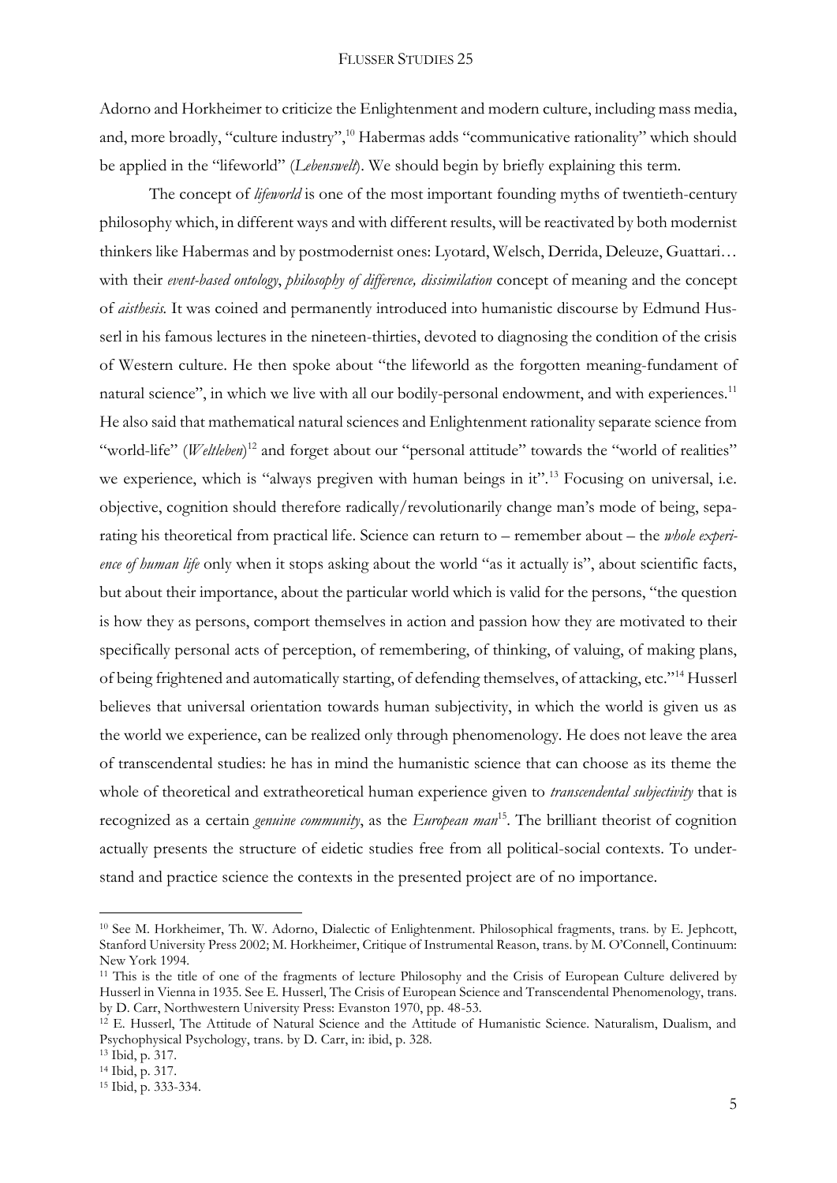Adorno and Horkheimer to criticize the Enlightenment and modern culture, including mass media, and, more broadly, "culture industry",[10] Habermas adds "communicative rationality" which should be applied in the "lifeworld" (*Lebenswelt*). We should begin by briefly explaining this term.

The concept of *lifeworld* is one of the most important founding myths of twentieth-century philosophy which, in different ways and with different results, will be reactivated by both modernist thinkers like Habermas and by postmodernist ones: Lyotard, Welsch, Derrida, Deleuze, Guattari… with their *event-based ontology*, *philosophy of difference, dissimilation* concept of meaning and the concept of *aisthesis.* It was coined and permanently introduced into humanistic discourse by Edmund Husserl in his famous lectures in the nineteen-thirties, devoted to diagnosing the condition of the crisis of Western culture. He then spoke about "the lifeworld as the forgotten meaning-fundament of natural science", in which we live with all our bodily-personal endowment, and with experiences.[11] He also said that mathematical natural sciences and Enlightenment rationality separate science from "world-life" (*Weltleben*)[12] and forget about our "personal attitude" towards the "world of realities" we experience, which is "always pregiven with human beings in it".[13] Focusing on universal, i.e. objective, cognition should therefore radically/revolutionarily change man's mode of being, separating his theoretical from practical life. Science can return to – remember about – the *whole experience of human life* only when it stops asking about the world "as it actually is", about scientific facts, but about their importance, about the particular world which is valid for the persons, "the question is how they as persons, comport themselves in action and passion how they are motivated to their specifically personal acts of perception, of remembering, of thinking, of valuing, of making plans, of being frightened and automatically starting, of defending themselves, of attacking, etc."[14] Husserl believes that universal orientation towards human subjectivity, in which the world is given us as the world we experience, can be realized only through phenomenology. He does not leave the area of transcendental studies: he has in mind the humanistic science that can choose as its theme the whole of theoretical and extratheoretical human experience given to *transcendental subjectivity* that is recognized as a certain *genuine community*, as the *European man*[15]. The brilliant theorist of cognition actually presents the structure of eidetic studies free from all political-social contexts. To understand and practice science the contexts in the presented project are of no importance.

---

[10] See M. Horkheimer, Th. W. Adorno, Dialectic of Enlightenment. Philosophical fragments, trans. by E. Jephcott, Stanford University Press 2002; M. Horkheimer, Critique of Instrumental Reason, trans. by M. O'Connell, Continuum: New York 1994.

[11] This is the title of one of the fragments of lecture Philosophy and the Crisis of European Culture delivered by Husserl in Vienna in 1935. See E. Husserl, The Crisis of European Science and Transcendental Phenomenology, trans. by D. Carr, Northwestern University Press: Evanston 1970, pp. 48-53.

[12] E. Husserl, The Attitude of Natural Science and the Attitude of Humanistic Science. Naturalism, Dualism, and Psychophysical Psychology, trans. by D. Carr, in: ibid, p. 328.

[13] Ibid, p. 317.

[14] Ibid, p. 317.

[15] Ibid, p. 333-334.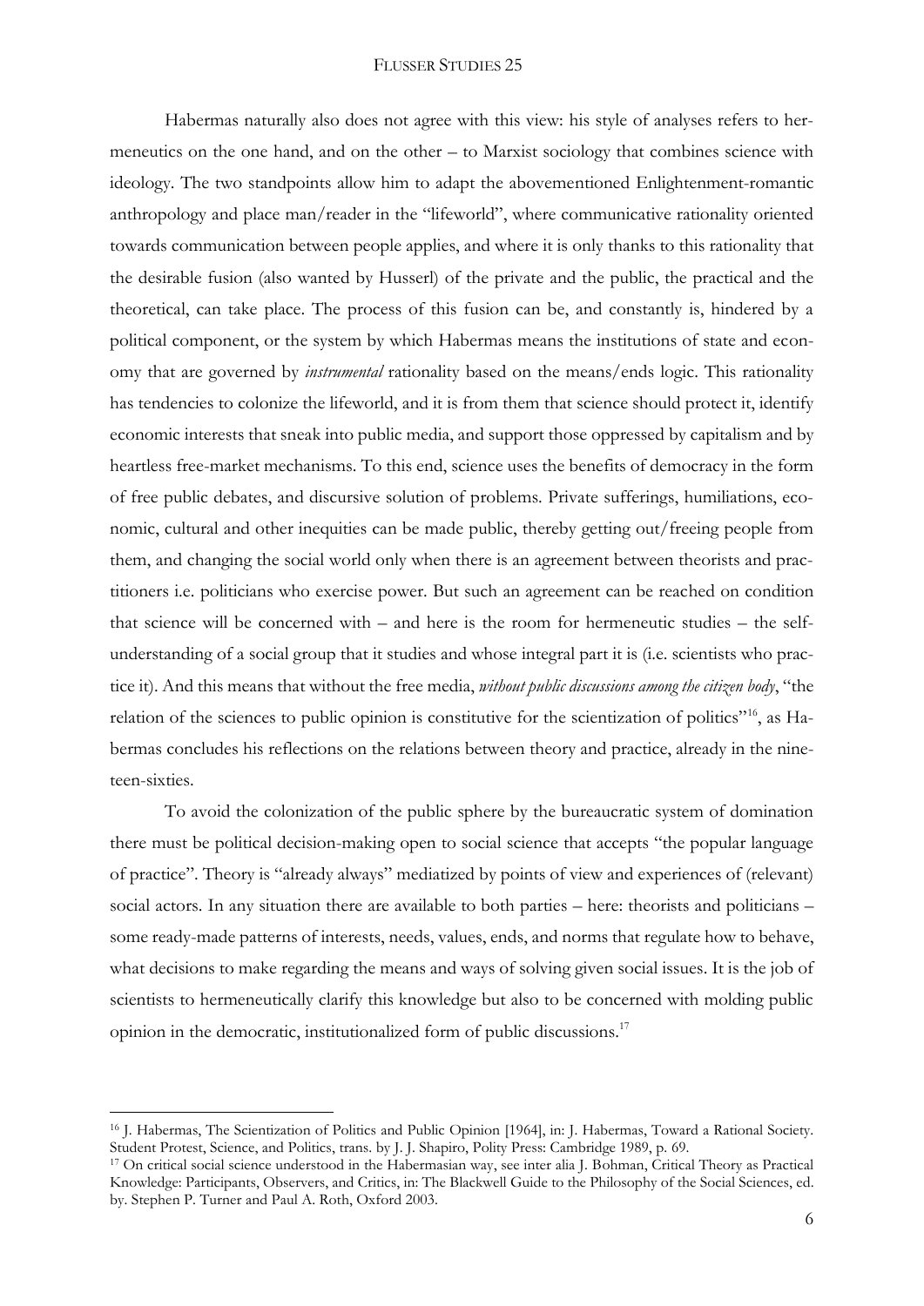Habermas naturally also does not agree with this view: his style of analyses refers to hermeneutics on the one hand, and on the other – to Marxist sociology that combines science with ideology. The two standpoints allow him to adapt the abovementioned Enlightenment-romantic anthropology and place man/reader in the "lifeworld", where communicative rationality oriented towards communication between people applies, and where it is only thanks to this rationality that the desirable fusion (also wanted by Husserl) of the private and the public, the practical and the theoretical, can take place. The process of this fusion can be, and constantly is, hindered by a political component, or the system by which Habermas means the institutions of state and economy that are governed by *instrumental* rationality based on the means/ends logic. This rationality has tendencies to colonize the lifeworld, and it is from them that science should protect it, identify economic interests that sneak into public media, and support those oppressed by capitalism and by heartless free-market mechanisms. To this end, science uses the benefits of democracy in the form of free public debates, and discursive solution of problems. Private sufferings, humiliations, economic, cultural and other inequities can be made public, thereby getting out/freeing people from them, and changing the social world only when there is an agreement between theorists and practitioners i.e. politicians who exercise power. But such an agreement can be reached on condition that science will be concerned with – and here is the room for hermeneutic studies – the self-understanding of a social group that it studies and whose integral part it is (i.e. scientists who practice it). And this means that without the free media, *without public discussions among the citizen body*, "the relation of the sciences to public opinion is constitutive for the scientization of politics"[16], as Habermas concludes his reflections on the relations between theory and practice, already in the nineteen-sixties.

To avoid the colonization of the public sphere by the bureaucratic system of domination there must be political decision-making open to social science that accepts "the popular language of practice". Theory is "already always" mediatized by points of view and experiences of (relevant) social actors. In any situation there are available to both parties – here: theorists and politicians – some ready-made patterns of interests, needs, values, ends, and norms that regulate how to behave, what decisions to make regarding the means and ways of solving given social issues. It is the job of scientists to hermeneutically clarify this knowledge but also to be concerned with molding public opinion in the democratic, institutionalized form of public discussions.[17]

---

[16] J. Habermas, The Scientization of Politics and Public Opinion [1964], in: J. Habermas, Toward a Rational Society. Student Protest, Science, and Politics, trans. by J. J. Shapiro, Polity Press: Cambridge 1989, p. 69.

[17] On critical social science understood in the Habermasian way, see inter alia J. Bohman, Critical Theory as Practical Knowledge: Participants, Observers, and Critics, in: The Blackwell Guide to the Philosophy of the Social Sciences, ed. by. Stephen P. Turner and Paul A. Roth, Oxford 2003.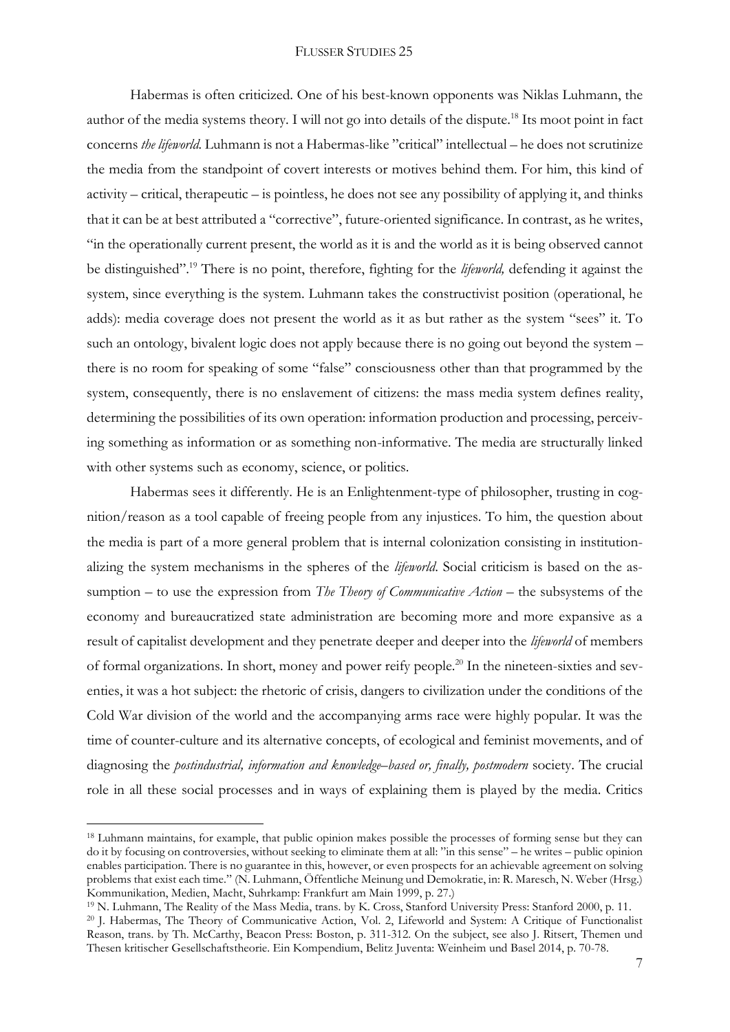Habermas is often criticized. One of his best-known opponents was Niklas Luhmann, the author of the media systems theory. I will not go into details of the dispute.[18] Its moot point in fact concerns *the lifeworld*. Luhmann is not a Habermas-like "critical" intellectual – he does not scrutinize the media from the standpoint of covert interests or motives behind them. For him, this kind of activity – critical, therapeutic – is pointless, he does not see any possibility of applying it, and thinks that it can be at best attributed a "corrective", future-oriented significance. In contrast, as he writes, "in the operationally current present, the world as it is and the world as it is being observed cannot be distinguished".[19] There is no point, therefore, fighting for the *lifeworld,* defending it against the system, since everything is the system. Luhmann takes the constructivist position (operational, he adds): media coverage does not present the world as it as but rather as the system "sees" it. To such an ontology, bivalent logic does not apply because there is no going out beyond the system – there is no room for speaking of some "false" consciousness other than that programmed by the system, consequently, there is no enslavement of citizens: the mass media system defines reality, determining the possibilities of its own operation: information production and processing, perceiving something as information or as something non-informative. The media are structurally linked with other systems such as economy, science, or politics.

Habermas sees it differently. He is an Enlightenment-type of philosopher, trusting in cognition/reason as a tool capable of freeing people from any injustices. To him, the question about the media is part of a more general problem that is internal colonization consisting in institutionalizing the system mechanisms in the spheres of the *lifeworld*. Social criticism is based on the assumption – to use the expression from *The Theory of Communicative Action* – the subsystems of the economy and bureaucratized state administration are becoming more and more expansive as a result of capitalist development and they penetrate deeper and deeper into the *lifeworld* of members of formal organizations. In short, money and power reify people.[20] In the nineteen-sixties and seventies, it was a hot subject: the rhetoric of crisis, dangers to civilization under the conditions of the Cold War division of the world and the accompanying arms race were highly popular. It was the time of counter-culture and its alternative concepts, of ecological and feminist movements, and of diagnosing the *postindustrial, information and knowledge–based or, finally, postmodern* society. The crucial role in all these social processes and in ways of explaining them is played by the media. Critics

---

[18] Luhmann maintains, for example, that public opinion makes possible the processes of forming sense but they can do it by focusing on controversies, without seeking to eliminate them at all: "in this sense" – he writes – public opinion enables participation. There is no guarantee in this, however, or even prospects for an achievable agreement on solving problems that exist each time." (N. Luhmann, Öffentliche Meinung und Demokratie, in: R. Maresch, N. Weber (Hrsg.) Kommunikation, Medien, Macht, Suhrkamp: Frankfurt am Main 1999, p. 27.)

[19] N. Luhmann, The Reality of the Mass Media, trans. by K. Cross, Stanford University Press: Stanford 2000, p. 11.

[20] J. Habermas, The Theory of Communicative Action, Vol. 2, Lifeworld and System: A Critique of Functionalist Reason, trans. by Th. McCarthy, Beacon Press: Boston, p. 311-312. On the subject, see also J. Ritsert, Themen und Thesen kritischer Gesellschaftstheorie. Ein Kompendium, Belitz Juventa: Weinheim und Basel 2014, p. 70-78.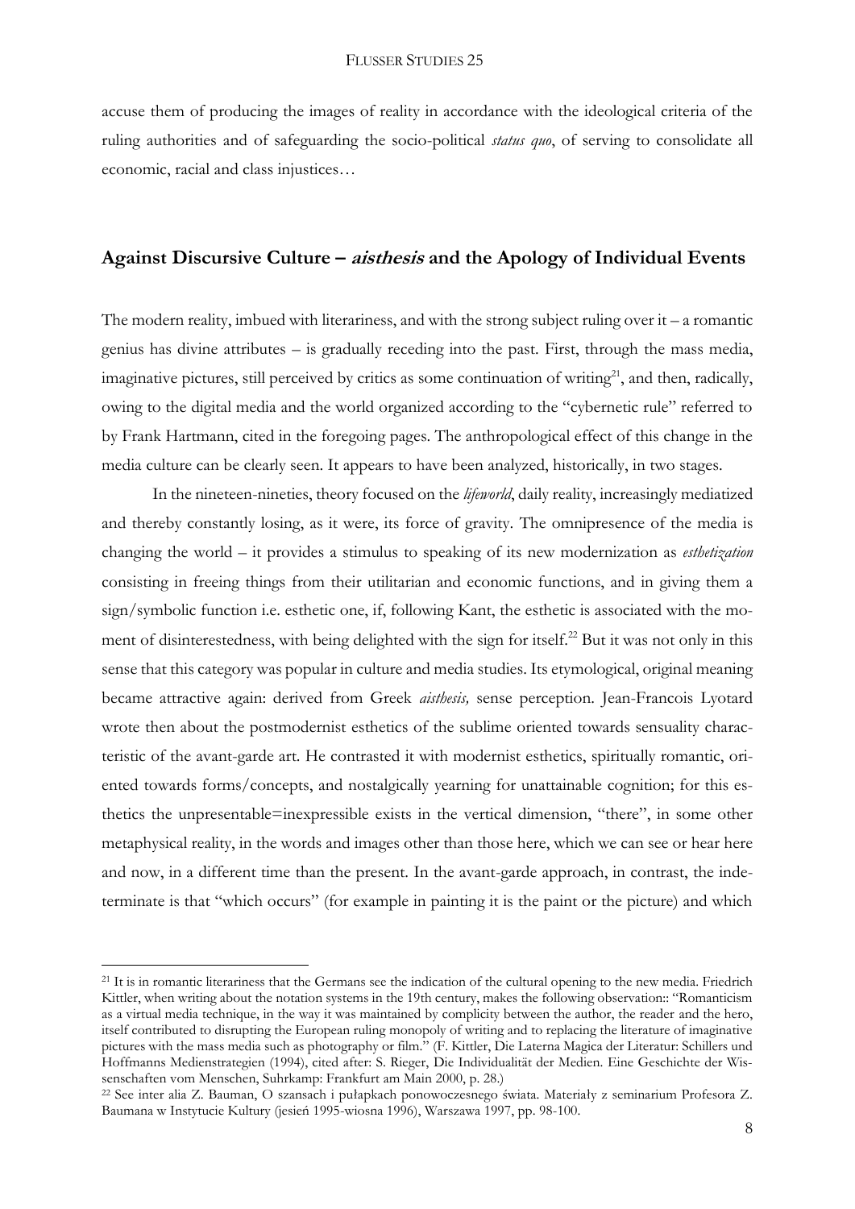accuse them of producing the images of reality in accordance with the ideological criteria of the ruling authorities and of safeguarding the socio-political *status quo*, of serving to consolidate all economic, racial and class injustices…

## Against Discursive Culture – *aisthesis* and the Apology of Individual Events

The modern reality, imbued with literariness, and with the strong subject ruling over it – a romantic genius has divine attributes – is gradually receding into the past. First, through the mass media, imaginative pictures, still perceived by critics as some continuation of writing[21], and then, radically, owing to the digital media and the world organized according to the "cybernetic rule" referred to by Frank Hartmann, cited in the foregoing pages. The anthropological effect of this change in the media culture can be clearly seen. It appears to have been analyzed, historically, in two stages.

In the nineteen-nineties, theory focused on the *lifeworld*, daily reality, increasingly mediatized and thereby constantly losing, as it were, its force of gravity. The omnipresence of the media is changing the world – it provides a stimulus to speaking of its new modernization as *esthetization* consisting in freeing things from their utilitarian and economic functions, and in giving them a sign/symbolic function i.e. esthetic one, if, following Kant, the esthetic is associated with the moment of disinterestedness, with being delighted with the sign for itself.[22] But it was not only in this sense that this category was popular in culture and media studies. Its etymological, original meaning became attractive again: derived from Greek *aisthesis,* sense perception. Jean-Francois Lyotard wrote then about the postmodernist esthetics of the sublime oriented towards sensuality characteristic of the avant-garde art. He contrasted it with modernist esthetics, spiritually romantic, oriented towards forms/concepts, and nostalgically yearning for unattainable cognition; for this esthetics the unpresentable=inexpressible exists in the vertical dimension, "there", in some other metaphysical reality, in the words and images other than those here, which we can see or hear here and now, in a different time than the present. In the avant-garde approach, in contrast, the indeterminate is that "which occurs" (for example in painting it is the paint or the picture) and which

---

[21] It is in romantic literariness that the Germans see the indication of the cultural opening to the new media. Friedrich Kittler, when writing about the notation systems in the 19th century, makes the following observation:: "Romanticism as a virtual media technique, in the way it was maintained by complicity between the author, the reader and the hero, itself contributed to disrupting the European ruling monopoly of writing and to replacing the literature of imaginative pictures with the mass media such as photography or film." (F. Kittler, Die Laterna Magica der Literatur: Schillers und Hoffmanns Medienstrategien (1994), cited after: S. Rieger, Die Individualität der Medien. Eine Geschichte der Wissenschaften vom Menschen, Suhrkamp: Frankfurt am Main 2000, p. 28.)

[22] See inter alia Z. Bauman, O szansach i pułapkach ponowoczesnego świata. Materiały z seminarium Profesora Z. Baumana w Instytucie Kultury (jesień 1995-wiosna 1996), Warszawa 1997, pp. 98-100.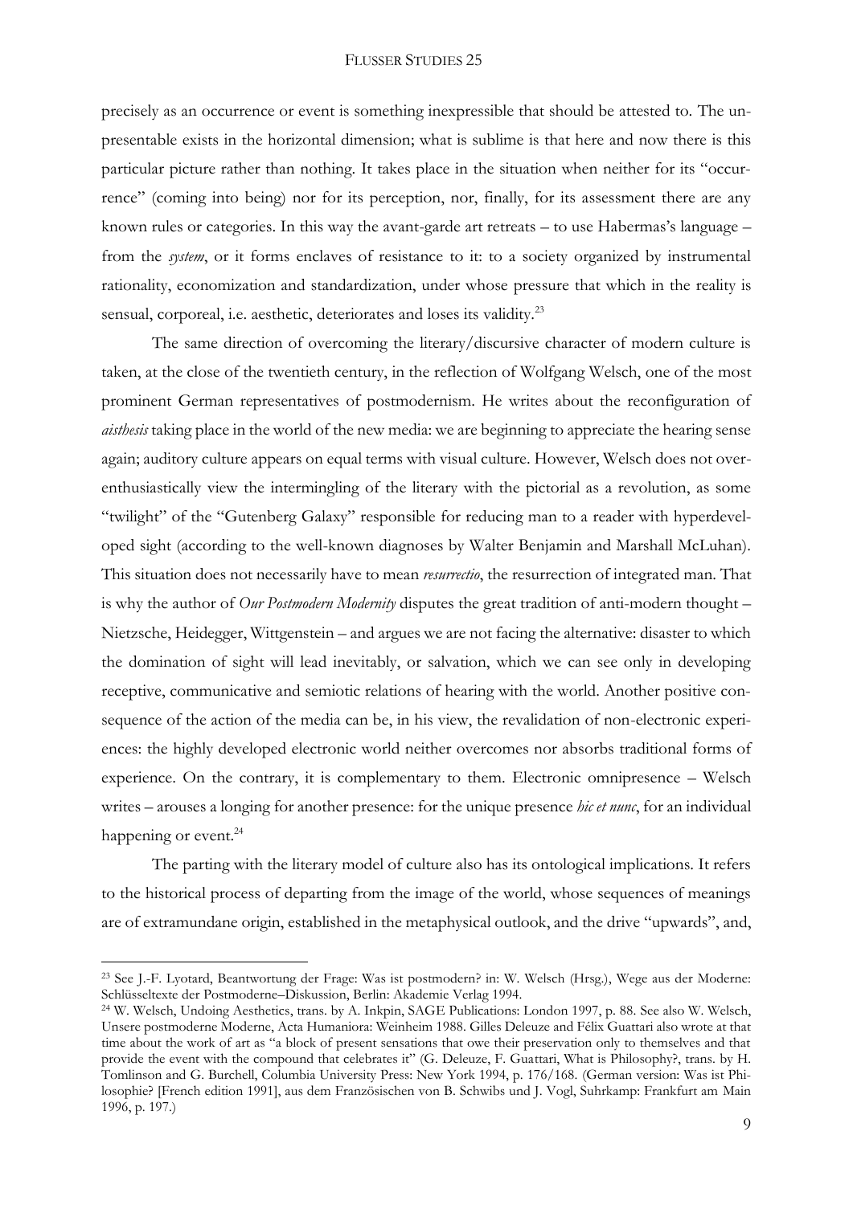precisely as an occurrence or event is something inexpressible that should be attested to. The unpresentable exists in the horizontal dimension; what is sublime is that here and now there is this particular picture rather than nothing. It takes place in the situation when neither for its "occurrence" (coming into being) nor for its perception, nor, finally, for its assessment there are any known rules or categories. In this way the avant-garde art retreats – to use Habermas's language – from the *system*, or it forms enclaves of resistance to it: to a society organized by instrumental rationality, economization and standardization, under whose pressure that which in the reality is sensual, corporeal, i.e. aesthetic, deteriorates and loses its validity.[23]

The same direction of overcoming the literary/discursive character of modern culture is taken, at the close of the twentieth century, in the reflection of Wolfgang Welsch, one of the most prominent German representatives of postmodernism. He writes about the reconfiguration of *aisthesis* taking place in the world of the new media: we are beginning to appreciate the hearing sense again; auditory culture appears on equal terms with visual culture. However, Welsch does not over-enthusiastically view the intermingling of the literary with the pictorial as a revolution, as some "twilight" of the "Gutenberg Galaxy" responsible for reducing man to a reader with hyperdeveloped sight (according to the well-known diagnoses by Walter Benjamin and Marshall McLuhan). This situation does not necessarily have to mean *resurrectio*, the resurrection of integrated man. That is why the author of *Our Postmodern Modernity* disputes the great tradition of anti-modern thought – Nietzsche, Heidegger, Wittgenstein – and argues we are not facing the alternative: disaster to which the domination of sight will lead inevitably, or salvation, which we can see only in developing receptive, communicative and semiotic relations of hearing with the world. Another positive consequence of the action of the media can be, in his view, the revalidation of non-electronic experiences: the highly developed electronic world neither overcomes nor absorbs traditional forms of experience. On the contrary, it is complementary to them. Electronic omnipresence – Welsch writes – arouses a longing for another presence: for the unique presence *hic et nunc*, for an individual happening or event.[24]

The parting with the literary model of culture also has its ontological implications. It refers to the historical process of departing from the image of the world, whose sequences of meanings are of extramundane origin, established in the metaphysical outlook, and the drive "upwards", and,

---

[23] See J.-F. Lyotard, Beantwortung der Frage: Was ist postmodern? in: W. Welsch (Hrsg.), Wege aus der Moderne: Schlüsseltexte der Postmoderne–Diskussion, Berlin: Akademie Verlag 1994.

[24] W. Welsch, Undoing Aesthetics, trans. by A. Inkpin, SAGE Publications: London 1997, p. 88. See also W. Welsch, Unsere postmoderne Moderne, Acta Humaniora: Weinheim 1988. Gilles Deleuze and Félix Guattari also wrote at that time about the work of art as "a block of present sensations that owe their preservation only to themselves and that provide the event with the compound that celebrates it" (G. Deleuze, F. Guattari, What is Philosophy?, trans. by H. Tomlinson and G. Burchell, Columbia University Press: New York 1994, p. 176/168. (German version: Was ist Philosophie? [French edition 1991], aus dem Französischen von B. Schwibs und J. Vogl, Suhrkamp: Frankfurt am Main 1996, p. 197.)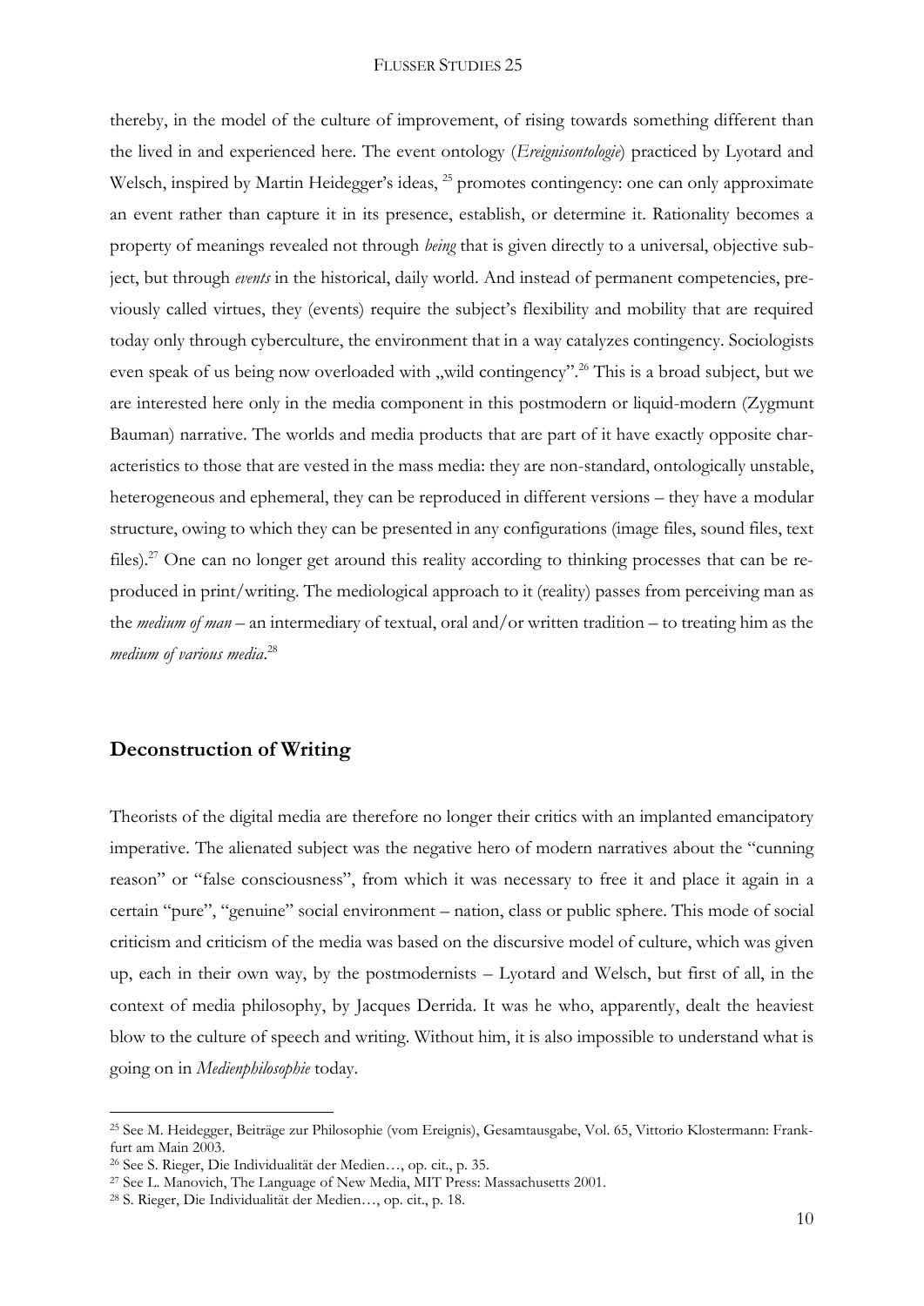thereby, in the model of the culture of improvement, of rising towards something different than the lived in and experienced here. The event ontology (*Ereignisontologie*) practiced by Lyotard and Welsch, inspired by Martin Heidegger's ideas, [25] promotes contingency: one can only approximate an event rather than capture it in its presence, establish, or determine it. Rationality becomes a property of meanings revealed not through *being* that is given directly to a universal, objective subject, but through *events* in the historical, daily world. And instead of permanent competencies, previously called virtues, they (events) require the subject's flexibility and mobility that are required today only through cyberculture, the environment that in a way catalyzes contingency. Sociologists even speak of us being now overloaded with „wild contingency".[26] This is a broad subject, but we are interested here only in the media component in this postmodern or liquid-modern (Zygmunt Bauman) narrative. The worlds and media products that are part of it have exactly opposite characteristics to those that are vested in the mass media: they are non-standard, ontologically unstable, heterogeneous and ephemeral, they can be reproduced in different versions – they have a modular structure, owing to which they can be presented in any configurations (image files, sound files, text files).[27] One can no longer get around this reality according to thinking processes that can be reproduced in print/writing. The mediological approach to it (reality) passes from perceiving man as the *medium of man* – an intermediary of textual, oral and/or written tradition – to treating him as the *medium of various media*.[28]

## Deconstruction of Writing

Theorists of the digital media are therefore no longer their critics with an implanted emancipatory imperative. The alienated subject was the negative hero of modern narratives about the "cunning reason" or "false consciousness", from which it was necessary to free it and place it again in a certain "pure", "genuine" social environment – nation, class or public sphere. This mode of social criticism and criticism of the media was based on the discursive model of culture, which was given up, each in their own way, by the postmodernists – Lyotard and Welsch, but first of all, in the context of media philosophy, by Jacques Derrida. It was he who, apparently, dealt the heaviest blow to the culture of speech and writing. Without him, it is also impossible to understand what is going on in *Medienphilosophie* today.

---

[25] See M. Heidegger, Beiträge zur Philosophie (vom Ereignis), Gesamtausgabe, Vol. 65, Vittorio Klostermann: Frankfurt am Main 2003.

[26] See S. Rieger, Die Individualität der Medien…, op. cit., p. 35.

[27] See L. Manovich, The Language of New Media, MIT Press: Massachusetts 2001.

[28] S. Rieger, Die Individualität der Medien…, op. cit., p. 18.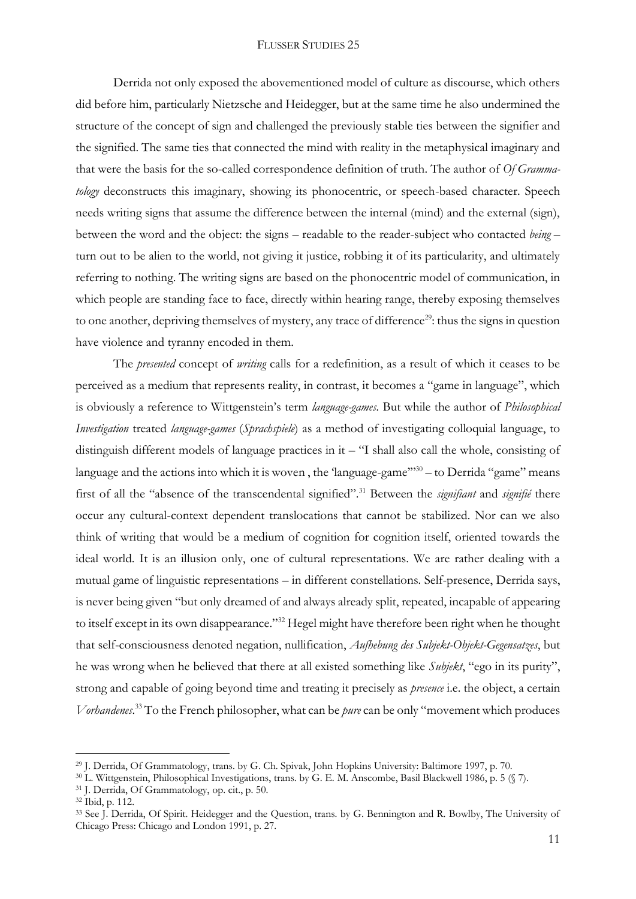Derrida not only exposed the abovementioned model of culture as discourse, which others did before him, particularly Nietzsche and Heidegger, but at the same time he also undermined the structure of the concept of sign and challenged the previously stable ties between the signifier and the signified. The same ties that connected the mind with reality in the metaphysical imaginary and that were the basis for the so-called correspondence definition of truth. The author of *Of Grammatology* deconstructs this imaginary, showing its phonocentric, or speech-based character. Speech needs writing signs that assume the difference between the internal (mind) and the external (sign), between the word and the object: the signs – readable to the reader-subject who contacted *being* – turn out to be alien to the world, not giving it justice, robbing it of its particularity, and ultimately referring to nothing. The writing signs are based on the phonocentric model of communication, in which people are standing face to face, directly within hearing range, thereby exposing themselves to one another, depriving themselves of mystery, any trace of difference[29]: thus the signs in question have violence and tyranny encoded in them.

The *presented* concept of *writing* calls for a redefinition, as a result of which it ceases to be perceived as a medium that represents reality, in contrast, it becomes a "game in language", which is obviously a reference to Wittgenstein's term *language-games*. But while the author of *Philosophical Investigation* treated *language-games* (*Sprachspiele*) as a method of investigating colloquial language, to distinguish different models of language practices in it – "I shall also call the whole, consisting of language and the actions into which it is woven , the 'language-game'"[30] – to Derrida "game" means first of all the "absence of the transcendental signified".[31] Between the *signifiant* and *signifié* there occur any cultural-context dependent translocations that cannot be stabilized. Nor can we also think of writing that would be a medium of cognition for cognition itself, oriented towards the ideal world. It is an illusion only, one of cultural representations. We are rather dealing with a mutual game of linguistic representations – in different constellations. Self-presence, Derrida says, is never being given "but only dreamed of and always already split, repeated, incapable of appearing to itself except in its own disappearance."[32] Hegel might have therefore been right when he thought that self-consciousness denoted negation, nullification, *Aufhebung des Subjekt-Objekt-Gegensatzes*, but he was wrong when he believed that there at all existed something like *Subjekt*, "ego in its purity", strong and capable of going beyond time and treating it precisely as *presence* i.e. the object, a certain *Vorhandenes*.[33] To the French philosopher, what can be *pure* can be only "movement which produces

---

[29] J. Derrida, Of Grammatology, trans. by G. Ch. Spivak, John Hopkins University: Baltimore 1997, p. 70.

[30] L. Wittgenstein, Philosophical Investigations, trans. by G. E. M. Anscombe, Basil Blackwell 1986, p. 5 (§ 7).

[31] J. Derrida, Of Grammatology, op. cit., p. 50.

[32] Ibid, p. 112.

[33] See J. Derrida, Of Spirit. Heidegger and the Question, trans. by G. Bennington and R. Bowlby, The University of Chicago Press: Chicago and London 1991, p. 27.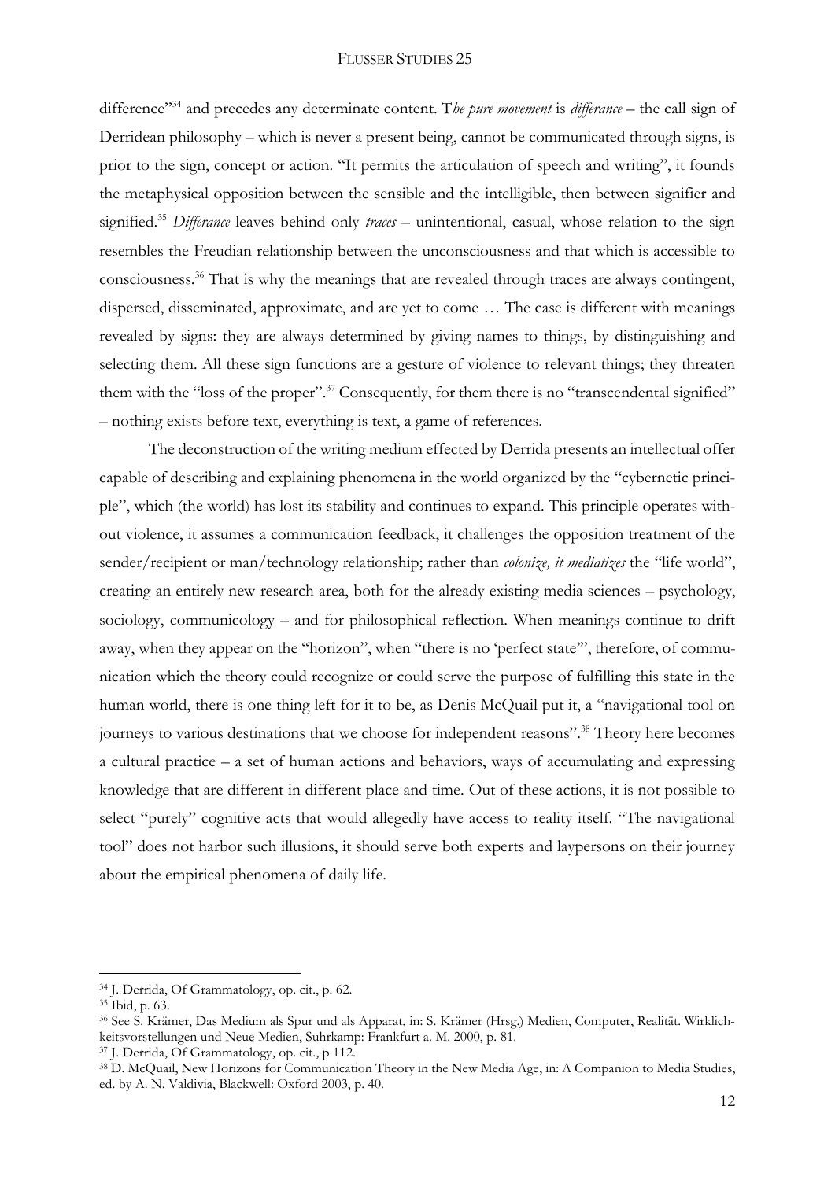difference"[34] and precedes any determinate content. T*he pure movement* is *differance* – the call sign of Derridean philosophy – which is never a present being, cannot be communicated through signs, is prior to the sign, concept or action. "It permits the articulation of speech and writing", it founds the metaphysical opposition between the sensible and the intelligible, then between signifier and signified.[35] *Differance* leaves behind only *traces* – unintentional, casual, whose relation to the sign resembles the Freudian relationship between the unconsciousness and that which is accessible to consciousness.[36] That is why the meanings that are revealed through traces are always contingent, dispersed, disseminated, approximate, and are yet to come … The case is different with meanings revealed by signs: they are always determined by giving names to things, by distinguishing and selecting them. All these sign functions are a gesture of violence to relevant things; they threaten them with the "loss of the proper".[37] Consequently, for them there is no "transcendental signified" – nothing exists before text, everything is text, a game of references.

The deconstruction of the writing medium effected by Derrida presents an intellectual offer capable of describing and explaining phenomena in the world organized by the "cybernetic principle", which (the world) has lost its stability and continues to expand. This principle operates without violence, it assumes a communication feedback, it challenges the opposition treatment of the sender/recipient or man/technology relationship; rather than *colonize, it mediatizes* the "life world", creating an entirely new research area, both for the already existing media sciences – psychology, sociology, communicology – and for philosophical reflection. When meanings continue to drift away, when they appear on the "horizon", when "there is no 'perfect state'", therefore, of communication which the theory could recognize or could serve the purpose of fulfilling this state in the human world, there is one thing left for it to be, as Denis McQuail put it, a "navigational tool on journeys to various destinations that we choose for independent reasons".[38] Theory here becomes a cultural practice – a set of human actions and behaviors, ways of accumulating and expressing knowledge that are different in different place and time. Out of these actions, it is not possible to select "purely" cognitive acts that would allegedly have access to reality itself. "The navigational tool" does not harbor such illusions, it should serve both experts and laypersons on their journey about the empirical phenomena of daily life.

---

[34] J. Derrida, Of Grammatology, op. cit., p. 62.

[35] Ibid, p. 63.

[36] See S. Krämer, Das Medium als Spur und als Apparat, in: S. Krämer (Hrsg.) Medien, Computer, Realität. Wirklichkeitsvorstellungen und Neue Medien, Suhrkamp: Frankfurt a. M. 2000, p. 81.

[37] J. Derrida, Of Grammatology, op. cit., p 112.

[38] D. McQuail, New Horizons for Communication Theory in the New Media Age, in: A Companion to Media Studies, ed. by A. N. Valdivia, Blackwell: Oxford 2003, p. 40.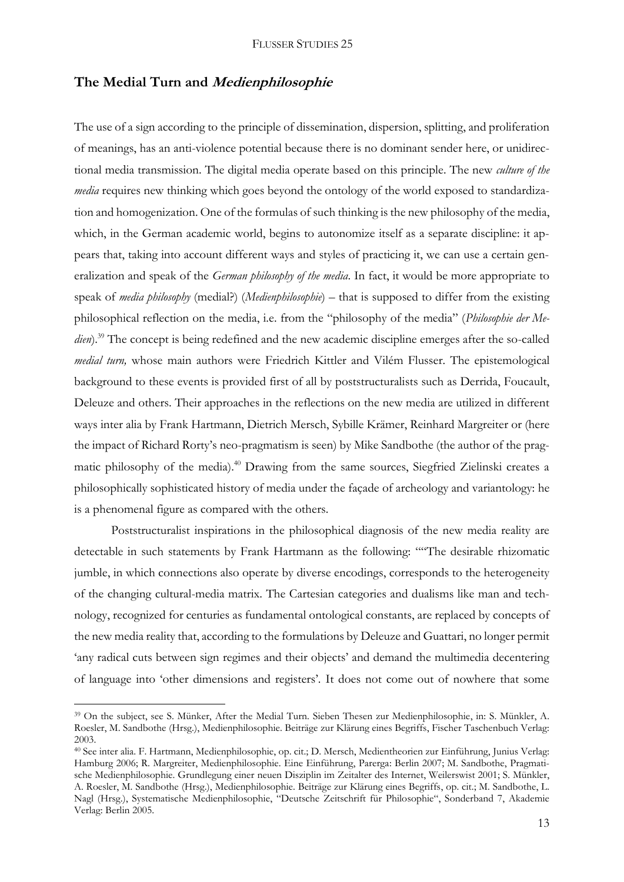## The Medial Turn and *Medienphilosophie*

The use of a sign according to the principle of dissemination, dispersion, splitting, and proliferation of meanings, has an anti-violence potential because there is no dominant sender here, or unidirectional media transmission. The digital media operate based on this principle. The new *culture of the media* requires new thinking which goes beyond the ontology of the world exposed to standardization and homogenization. One of the formulas of such thinking is the new philosophy of the media, which, in the German academic world, begins to autonomize itself as a separate discipline: it appears that, taking into account different ways and styles of practicing it, we can use a certain generalization and speak of the *German philosophy of the media*. In fact, it would be more appropriate to speak of *media philosophy* (medial?) (*Medienphilosophie*) – that is supposed to differ from the existing philosophical reflection on the media, i.e. from the "philosophy of the media" (*Philosophie der Medien*).[39] The concept is being redefined and the new academic discipline emerges after the so-called *medial turn,* whose main authors were Friedrich Kittler and Vilém Flusser. The epistemological background to these events is provided first of all by poststructuralists such as Derrida, Foucault, Deleuze and others. Their approaches in the reflections on the new media are utilized in different ways inter alia by Frank Hartmann, Dietrich Mersch, Sybille Krämer, Reinhard Margreiter or (here the impact of Richard Rorty's neo-pragmatism is seen) by Mike Sandbothe (the author of the pragmatic philosophy of the media).[40] Drawing from the same sources, Siegfried Zielinski creates a philosophically sophisticated history of media under the façade of archeology and variantology: he is a phenomenal figure as compared with the others.

Poststructuralist inspirations in the philosophical diagnosis of the new media reality are detectable in such statements by Frank Hartmann as the following: ""The desirable rhizomatic jumble, in which connections also operate by diverse encodings, corresponds to the heterogeneity of the changing cultural-media matrix. The Cartesian categories and dualisms like man and technology, recognized for centuries as fundamental ontological constants, are replaced by concepts of the new media reality that, according to the formulations by Deleuze and Guattari, no longer permit 'any radical cuts between sign regimes and their objects' and demand the multimedia decentering of language into 'other dimensions and registers'. It does not come out of nowhere that some

---

[39] On the subject, see S. Münker, After the Medial Turn. Sieben Thesen zur Medienphilosophie, in: S. Münkler, A. Roesler, M. Sandbothe (Hrsg.), Medienphilosophie. Beiträge zur Klärung eines Begriffs, Fischer Taschenbuch Verlag: 2003.

[40] See inter alia. F. Hartmann, Medienphilosophie, op. cit.; D. Mersch, Medientheorien zur Einführung, Junius Verlag: Hamburg 2006; R. Margreiter, Medienphilosophie. Eine Einführung, Parerga: Berlin 2007; M. Sandbothe, Pragmatische Medienphilosophie. Grundlegung einer neuen Disziplin im Zeitalter des Internet, Weilerswist 2001; S. Münkler, A. Roesler, M. Sandbothe (Hrsg.), Medienphilosophie. Beiträge zur Klärung eines Begriffs, op. cit.; M. Sandbothe, L. Nagl (Hrsg.), Systematische Medienphilosophie, "Deutsche Zeitschrift für Philosophie", Sonderband 7, Akademie Verlag: Berlin 2005.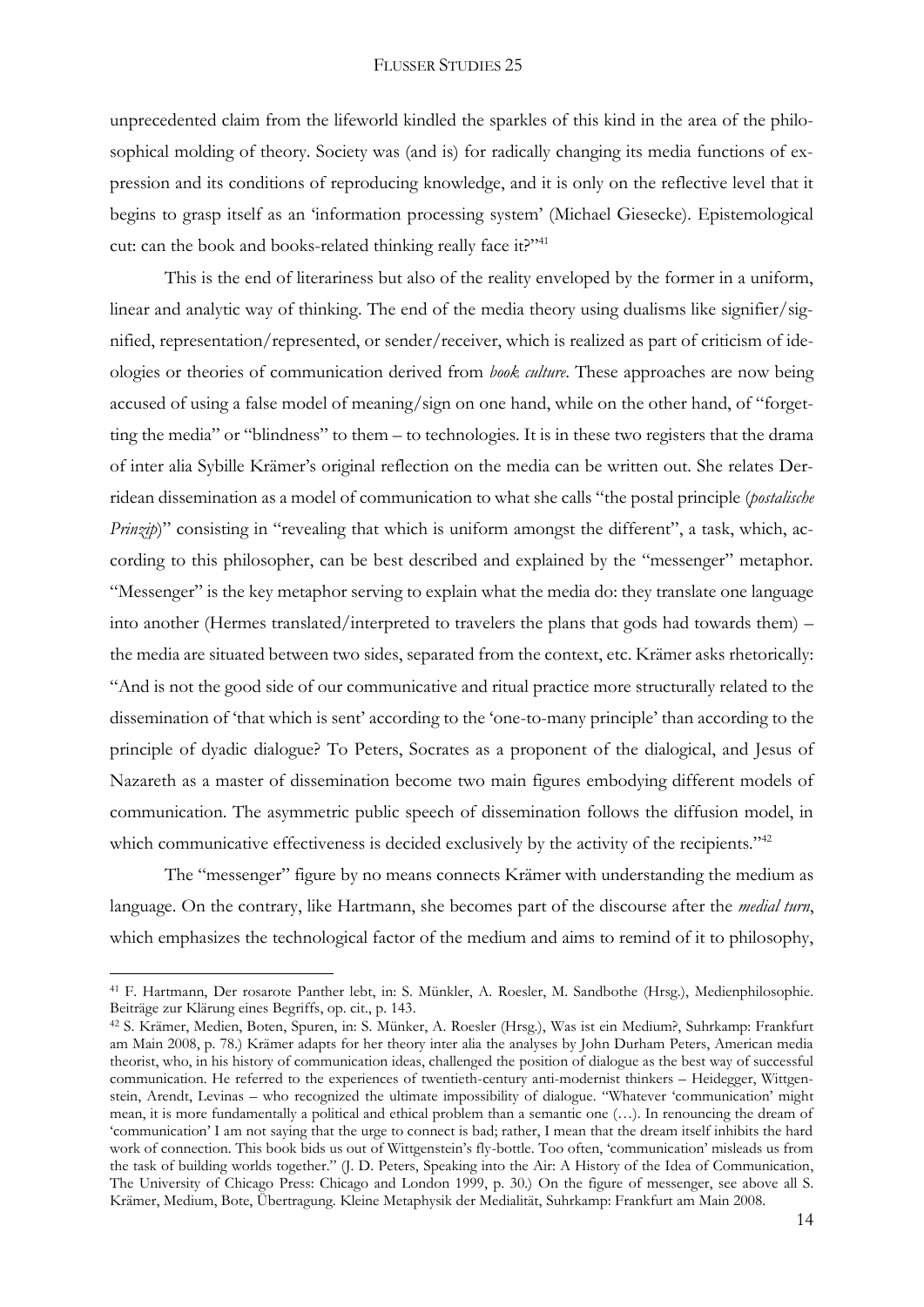unprecedented claim from the lifeworld kindled the sparkles of this kind in the area of the philosophical molding of theory. Society was (and is) for radically changing its media functions of expression and its conditions of reproducing knowledge, and it is only on the reflective level that it begins to grasp itself as an 'information processing system' (Michael Giesecke). Epistemological cut: can the book and books-related thinking really face it?"[41]

This is the end of literariness but also of the reality enveloped by the former in a uniform, linear and analytic way of thinking. The end of the media theory using dualisms like signifier/signified, representation/represented, or sender/receiver, which is realized as part of criticism of ideologies or theories of communication derived from *book culture*. These approaches are now being accused of using a false model of meaning/sign on one hand, while on the other hand, of "forgetting the media" or "blindness" to them – to technologies. It is in these two registers that the drama of inter alia Sybille Krämer's original reflection on the media can be written out. She relates Derridean dissemination as a model of communication to what she calls "the postal principle (*postalische Prinzip*)" consisting in "revealing that which is uniform amongst the different", a task, which, according to this philosopher, can be best described and explained by the "messenger" metaphor. "Messenger" is the key metaphor serving to explain what the media do: they translate one language into another (Hermes translated/interpreted to travelers the plans that gods had towards them) – the media are situated between two sides, separated from the context, etc. Krämer asks rhetorically: "And is not the good side of our communicative and ritual practice more structurally related to the dissemination of 'that which is sent' according to the 'one-to-many principle' than according to the principle of dyadic dialogue? To Peters, Socrates as a proponent of the dialogical, and Jesus of Nazareth as a master of dissemination become two main figures embodying different models of communication. The asymmetric public speech of dissemination follows the diffusion model, in which communicative effectiveness is decided exclusively by the activity of the recipients."[42]

The "messenger" figure by no means connects Krämer with understanding the medium as language. On the contrary, like Hartmann, she becomes part of the discourse after the *medial turn*, which emphasizes the technological factor of the medium and aims to remind of it to philosophy,

---

[41] F. Hartmann, Der rosarote Panther lebt, in: S. Münkler, A. Roesler, M. Sandbothe (Hrsg.), Medienphilosophie. Beiträge zur Klärung eines Begriffs, op. cit., p. 143.

[42] S. Krämer, Medien, Boten, Spuren, in: S. Münker, A. Roesler (Hrsg.), Was ist ein Medium?, Suhrkamp: Frankfurt am Main 2008, p. 78.) Krämer adapts for her theory inter alia the analyses by John Durham Peters, American media theorist, who, in his history of communication ideas, challenged the position of dialogue as the best way of successful communication. He referred to the experiences of twentieth-century anti-modernist thinkers – Heidegger, Wittgenstein, Arendt, Levinas – who recognized the ultimate impossibility of dialogue. "Whatever 'communication' might mean, it is more fundamentally a political and ethical problem than a semantic one (…). In renouncing the dream of 'communication' I am not saying that the urge to connect is bad; rather, I mean that the dream itself inhibits the hard work of connection. This book bids us out of Wittgenstein's fly-bottle. Too often, 'communication' misleads us from the task of building worlds together." (J. D. Peters, Speaking into the Air: A History of the Idea of Communication, The University of Chicago Press: Chicago and London 1999, p. 30.) On the figure of messenger, see above all S. Krämer, Medium, Bote, Übertragung. Kleine Metaphysik der Medialität, Suhrkamp: Frankfurt am Main 2008.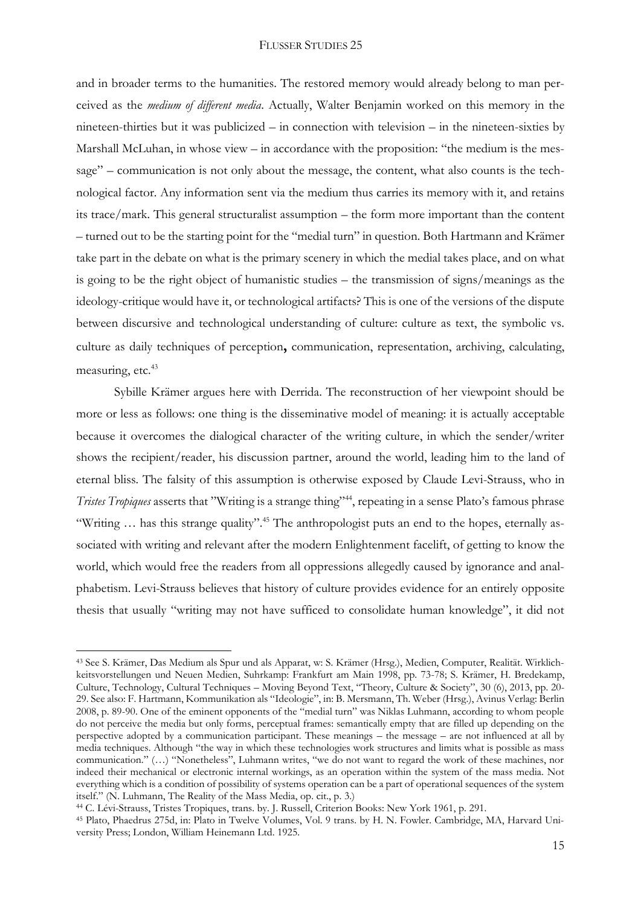and in broader terms to the humanities. The restored memory would already belong to man perceived as the *medium of different media*. Actually, Walter Benjamin worked on this memory in the nineteen-thirties but it was publicized – in connection with television – in the nineteen-sixties by Marshall McLuhan, in whose view – in accordance with the proposition: "the medium is the message" – communication is not only about the message, the content, what also counts is the technological factor. Any information sent via the medium thus carries its memory with it, and retains its trace/mark. This general structuralist assumption – the form more important than the content – turned out to be the starting point for the "medial turn" in question. Both Hartmann and Krämer take part in the debate on what is the primary scenery in which the medial takes place, and on what is going to be the right object of humanistic studies – the transmission of signs/meanings as the ideology-critique would have it, or technological artifacts? This is one of the versions of the dispute between discursive and technological understanding of culture: culture as text, the symbolic vs. culture as daily techniques of perception**,** communication, representation, archiving, calculating, measuring, etc.[43]

Sybille Krämer argues here with Derrida. The reconstruction of her viewpoint should be more or less as follows: one thing is the disseminative model of meaning: it is actually acceptable because it overcomes the dialogical character of the writing culture, in which the sender/writer shows the recipient/reader, his discussion partner, around the world, leading him to the land of eternal bliss. The falsity of this assumption is otherwise exposed by Claude Levi-Strauss, who in *Tristes Tropiques* asserts that "Writing is a strange thing"[44], repeating in a sense Plato's famous phrase "Writing … has this strange quality".[45] The anthropologist puts an end to the hopes, eternally associated with writing and relevant after the modern Enlightenment facelift, of getting to know the world, which would free the readers from all oppressions allegedly caused by ignorance and analphabetism. Levi-Strauss believes that history of culture provides evidence for an entirely opposite thesis that usually "writing may not have sufficed to consolidate human knowledge", it did not

---

[43] See S. Krämer, Das Medium als Spur und als Apparat, w: S. Krämer (Hrsg.), Medien, Computer, Realität. Wirklichkeitsvorstellungen und Neuen Medien, Suhrkamp: Frankfurt am Main 1998, pp. 73-78; S. Krämer, H. Bredekamp, Culture, Technology, Cultural Techniques – Moving Beyond Text, "Theory, Culture & Society", 30 (6), 2013, pp. 20-29. See also: F. Hartmann, Kommunikation als "Ideologie", in: B. Mersmann, Th. Weber (Hrsg.), Avinus Verlag: Berlin 2008, p. 89-90. One of the eminent opponents of the "medial turn" was Niklas Luhmann, according to whom people do not perceive the media but only forms, perceptual frames: semantically empty that are filled up depending on the perspective adopted by a communication participant. These meanings – the message – are not influenced at all by media techniques. Although "the way in which these technologies work structures and limits what is possible as mass communication." (…) "Nonetheless", Luhmann writes, "we do not want to regard the work of these machines, nor indeed their mechanical or electronic internal workings, as an operation within the system of the mass media. Not everything which is a condition of possibility of systems operation can be a part of operational sequences of the system itself." (N. Luhmann, The Reality of the Mass Media, op. cit., p. 3.)

[44] C. Lévi-Strauss, Tristes Tropiques, trans. by. J. Russell, Criterion Books: New York 1961, p. 291.

[45] Plato, Phaedrus 275d, in: Plato in Twelve Volumes, Vol. 9 trans. by H. N. Fowler. Cambridge, MA, Harvard University Press; London, William Heinemann Ltd. 1925.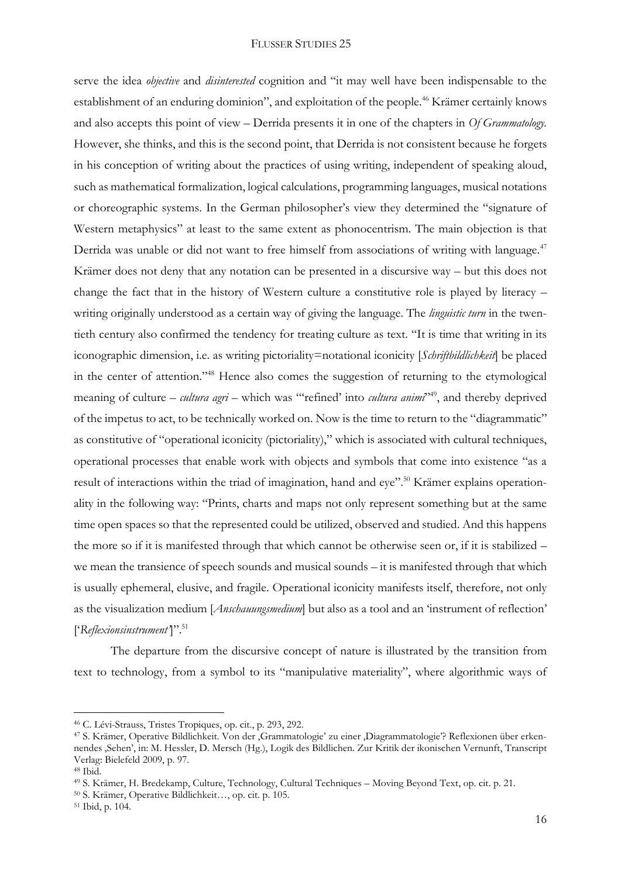serve the idea *objective* and *disinterested* cognition and "it may well have been indispensable to the establishment of an enduring dominion", and exploitation of the people.[46] Krämer certainly knows and also accepts this point of view – Derrida presents it in one of the chapters in *Of Grammatology*. However, she thinks, and this is the second point, that Derrida is not consistent because he forgets in his conception of writing about the practices of using writing, independent of speaking aloud, such as mathematical formalization, logical calculations, programming languages, musical notations or choreographic systems. In the German philosopher's view they determined the "signature of Western metaphysics" at least to the same extent as phonocentrism. The main objection is that Derrida was unable or did not want to free himself from associations of writing with language.[47] Krämer does not deny that any notation can be presented in a discursive way – but this does not change the fact that in the history of Western culture a constitutive role is played by literacy – writing originally understood as a certain way of giving the language. The *linguistic turn* in the twentieth century also confirmed the tendency for treating culture as text. "It is time that writing in its iconographic dimension, i.e. as writing pictoriality=notational iconicity [*Schriftbildlichkeit*] be placed in the center of attention."[48] Hence also comes the suggestion of returning to the etymological meaning of culture – *cultura agri* – which was "'refined' into *cultura animi*"[49], and thereby deprived of the impetus to act, to be technically worked on. Now is the time to return to the "diagrammatic" as constitutive of "operational iconicity (pictoriality)," which is associated with cultural techniques, operational processes that enable work with objects and symbols that come into existence "as a result of interactions within the triad of imagination, hand and eye".[50] Krämer explains operationality in the following way: "Prints, charts and maps not only represent something but at the same time open spaces so that the represented could be utilized, observed and studied. And this happens the more so if it is manifested through that which cannot be otherwise seen or, if it is stabilized – we mean the transience of speech sounds and musical sounds – it is manifested through that which is usually ephemeral, elusive, and fragile. Operational iconicity manifests itself, therefore, not only as the visualization medium [*Anschauungsmedium*] but also as a tool and an 'instrument of reflection' ['*Reflexionsinstrument*']".[51]

The departure from the discursive concept of nature is illustrated by the transition from text to technology, from a symbol to its "manipulative materiality", where algorithmic ways of

---

[46] C. Lévi-Strauss, Tristes Tropiques, op. cit., p. 293, 292.

[47] S. Krämer, Operative Bildlichkeit. Von der ‚Grammatologie' zu einer ‚Diagrammatologie'? Reflexionen über erkennendes ‚Sehen', in: M. Hessler, D. Mersch (Hg.), Logik des Bildlichen. Zur Kritik der ikonischen Vernunft, Transcript Verlag: Bielefeld 2009, p. 97.

[48] Ibid.

[49] S. Krämer, H. Bredekamp, Culture, Technology, Cultural Techniques – Moving Beyond Text, op. cit. p. 21.

[50] S. Krämer, Operative Bildlichkeit…, op. cit. p. 105.

[51] Ibid, p. 104.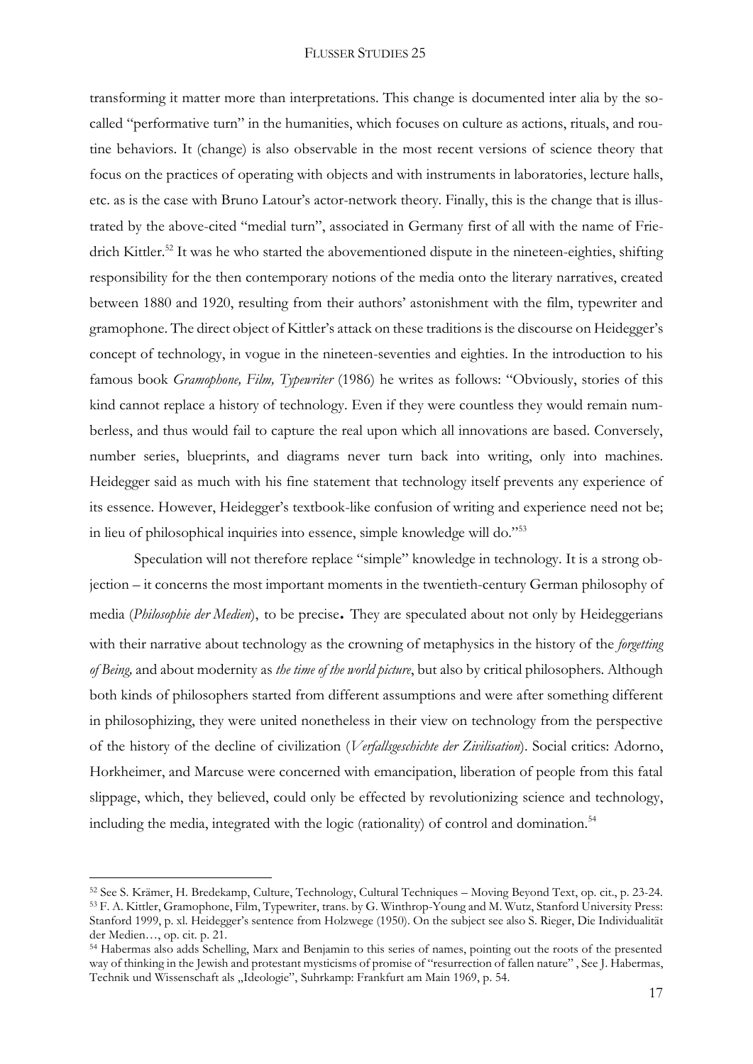transforming it matter more than interpretations. This change is documented inter alia by the so-called "performative turn" in the humanities, which focuses on culture as actions, rituals, and routine behaviors. It (change) is also observable in the most recent versions of science theory that focus on the practices of operating with objects and with instruments in laboratories, lecture halls, etc. as is the case with Bruno Latour's actor-network theory. Finally, this is the change that is illustrated by the above-cited "medial turn", associated in Germany first of all with the name of Friedrich Kittler.[52] It was he who started the abovementioned dispute in the nineteen-eighties, shifting responsibility for the then contemporary notions of the media onto the literary narratives, created between 1880 and 1920, resulting from their authors' astonishment with the film, typewriter and gramophone. The direct object of Kittler's attack on these traditions is the discourse on Heidegger's concept of technology, in vogue in the nineteen-seventies and eighties. In the introduction to his famous book *Gramophone, Film, Typewriter* (1986) he writes as follows: "Obviously, stories of this kind cannot replace a history of technology. Even if they were countless they would remain numberless, and thus would fail to capture the real upon which all innovations are based. Conversely, number series, blueprints, and diagrams never turn back into writing, only into machines. Heidegger said as much with his fine statement that technology itself prevents any experience of its essence. However, Heidegger's textbook-like confusion of writing and experience need not be; in lieu of philosophical inquiries into essence, simple knowledge will do."[53]

Speculation will not therefore replace "simple" knowledge in technology. It is a strong objection – it concerns the most important moments in the twentieth-century German philosophy of media (*Philosophie der Medien*), to be precise**.** They are speculated about not only by Heideggerians with their narrative about technology as the crowning of metaphysics in the history of the ***forgetting of Being,*** and about modernity as *the time of the world picture*, but also by critical philosophers. Although both kinds of philosophers started from different assumptions and were after something different in philosophizing, they were united nonetheless in their view on technology from the perspective of the history of the decline of civilization (*Verfallsgeschichte der Zivilisation*). Social critics: Adorno, Horkheimer, and Marcuse were concerned with emancipation, liberation of people from this fatal slippage, which, they believed, could only be effected by revolutionizing science and technology, including the media, integrated with the logic (rationality) of control and domination.[54]

---

[52] See S. Krämer, H. Bredekamp, Culture, Technology, Cultural Techniques – Moving Beyond Text, op. cit., p. 23-24.

[53] F. A. Kittler, Gramophone, Film, Typewriter, trans. by G. Winthrop-Young and M. Wutz, Stanford University Press: Stanford 1999, p. xl. Heidegger's sentence from Holzwege (1950). On the subject see also S. Rieger, Die Individualität der Medien…, op. cit. p. 21.

[54] Habermas also adds Schelling, Marx and Benjamin to this series of names, pointing out the roots of the presented way of thinking in the Jewish and protestant mysticisms of promise of "resurrection of fallen nature" , See J. Habermas, Technik und Wissenschaft als „Ideologie", Suhrkamp: Frankfurt am Main 1969, p. 54.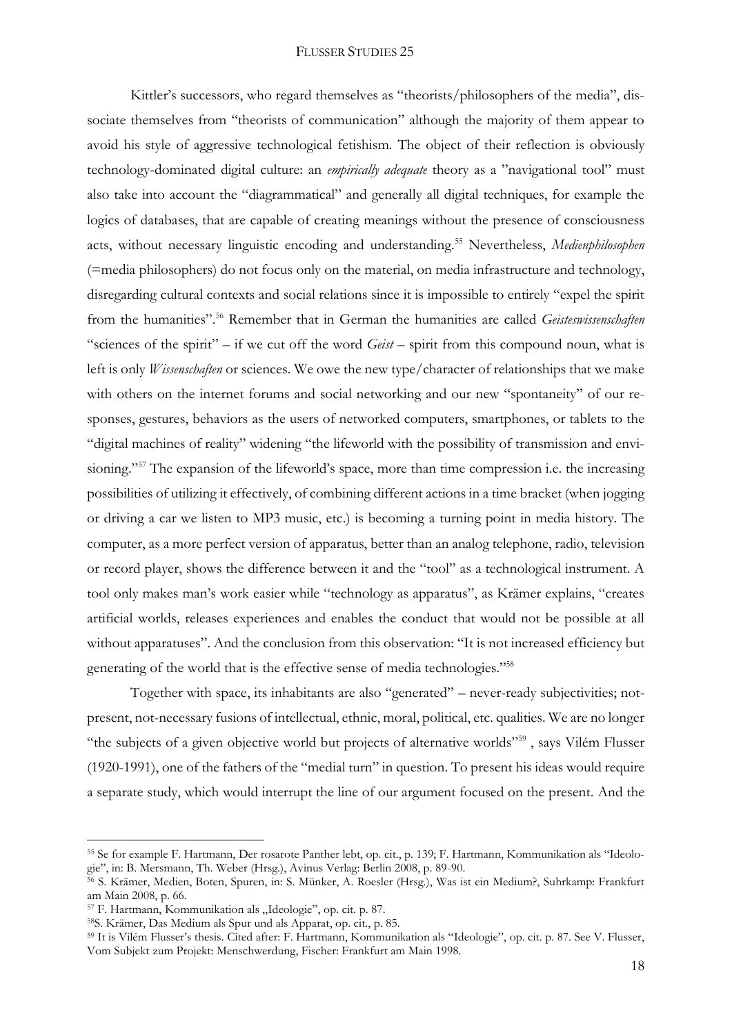Kittler's successors, who regard themselves as "theorists/philosophers of the media", dissociate themselves from "theorists of communication" although the majority of them appear to avoid his style of aggressive technological fetishism. The object of their reflection is obviously technology-dominated digital culture: an *empirically adequate* theory as a "navigational tool" must also take into account the "diagrammatical" and generally all digital techniques, for example the logics of databases, that are capable of creating meanings without the presence of consciousness acts, without necessary linguistic encoding and understanding.[55] Nevertheless, *Medienphilosophen* (=media philosophers) do not focus only on the material, on media infrastructure and technology, disregarding cultural contexts and social relations since it is impossible to entirely "expel the spirit from the humanities".[56] Remember that in German the humanities are called *Geisteswissenschaften* "sciences of the spirit" – if we cut off the word *Geist* – spirit from this compound noun, what is left is only *Wissenschaften* or sciences. We owe the new type/character of relationships that we make with others on the internet forums and social networking and our new "spontaneity" of our responses, gestures, behaviors as the users of networked computers, smartphones, or tablets to the "digital machines of reality" widening "the lifeworld with the possibility of transmission and envisioning."[57] The expansion of the lifeworld's space, more than time compression i.e. the increasing possibilities of utilizing it effectively, of combining different actions in a time bracket (when jogging or driving a car we listen to MP3 music, etc.) is becoming a turning point in media history. The computer, as a more perfect version of apparatus, better than an analog telephone, radio, television or record player, shows the difference between it and the "tool" as a technological instrument. A tool only makes man's work easier while "technology as apparatus", as Krämer explains, "creates artificial worlds, releases experiences and enables the conduct that would not be possible at all without apparatuses". And the conclusion from this observation: "It is not increased efficiency but generating of the world that is the effective sense of media technologies."[58]

Together with space, its inhabitants are also "generated" – never-ready subjectivities; not-present, not-necessary fusions of intellectual, ethnic, moral, political, etc. qualities. We are no longer "the subjects of a given objective world but projects of alternative worlds"[59] , says Vilém Flusser (1920-1991), one of the fathers of the "medial turn" in question. To present his ideas would require a separate study, which would interrupt the line of our argument focused on the present. And the

---

[55] Se for example F. Hartmann, Der rosarote Panther lebt, op. cit., p. 139; F. Hartmann, Kommunikation als "Ideologie", in: B. Mersmann, Th. Weber (Hrsg.), Avinus Verlag: Berlin 2008, p. 89-90.

[56] S. Krämer, Medien, Boten, Spuren, in: S. Münker, A. Roesler (Hrsg.), Was ist ein Medium?, Suhrkamp: Frankfurt am Main 2008, p. 66.

[57] F. Hartmann, Kommunikation als „Ideologie", op. cit. p. 87.

[58] S. Krämer, Das Medium als Spur und als Apparat, op. cit., p. 85.

[59] It is Vilém Flusser's thesis. Cited after: F. Hartmann, Kommunikation als "Ideologie", op. cit. p. 87. See V. Flusser, Vom Subjekt zum Projekt: Menschwerdung, Fischer: Frankfurt am Main 1998.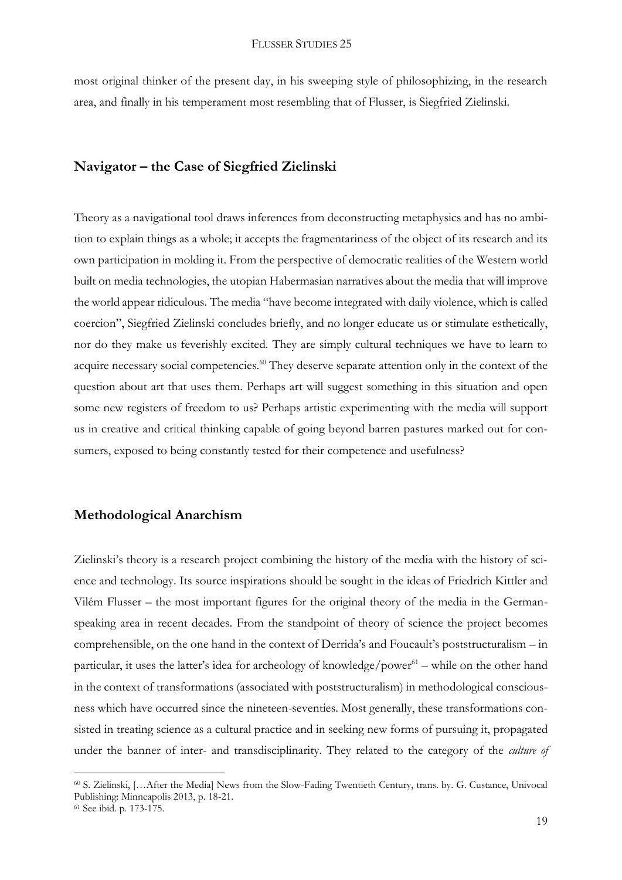most original thinker of the present day, in his sweeping style of philosophizing, in the research area, and finally in his temperament most resembling that of Flusser, is Siegfried Zielinski.

## Navigator – the Case of Siegfried Zielinski

Theory as a navigational tool draws inferences from deconstructing metaphysics and has no ambition to explain things as a whole; it accepts the fragmentariness of the object of its research and its own participation in molding it. From the perspective of democratic realities of the Western world built on media technologies, the utopian Habermasian narratives about the media that will improve the world appear ridiculous. The media "have become integrated with daily violence, which is called coercion", Siegfried Zielinski concludes briefly, and no longer educate us or stimulate esthetically, nor do they make us feverishly excited. They are simply cultural techniques we have to learn to acquire necessary social competencies.[60] They deserve separate attention only in the context of the question about art that uses them. Perhaps art will suggest something in this situation and open some new registers of freedom to us? Perhaps artistic experimenting with the media will support us in creative and critical thinking capable of going beyond barren pastures marked out for consumers, exposed to being constantly tested for their competence and usefulness?

## Methodological Anarchism

Zielinski's theory is a research project combining the history of the media with the history of science and technology. Its source inspirations should be sought in the ideas of Friedrich Kittler and Vilém Flusser – the most important figures for the original theory of the media in the German-speaking area in recent decades. From the standpoint of theory of science the project becomes comprehensible, on the one hand in the context of Derrida's and Foucault's poststructuralism – in particular, it uses the latter's idea for archeology of knowledge/power[61] – while on the other hand in the context of transformations (associated with poststructuralism) in methodological consciousness which have occurred since the nineteen-seventies. Most generally, these transformations consisted in treating science as a cultural practice and in seeking new forms of pursuing it, propagated under the banner of inter- and transdisciplinarity. They related to the category of the *culture of*

---

[60] S. Zielinski, […After the Media] News from the Slow-Fading Twentieth Century, trans. by. G. Custance, Univocal Publishing: Minneapolis 2013, p. 18-21.

[61] See ibid. p. 173-175.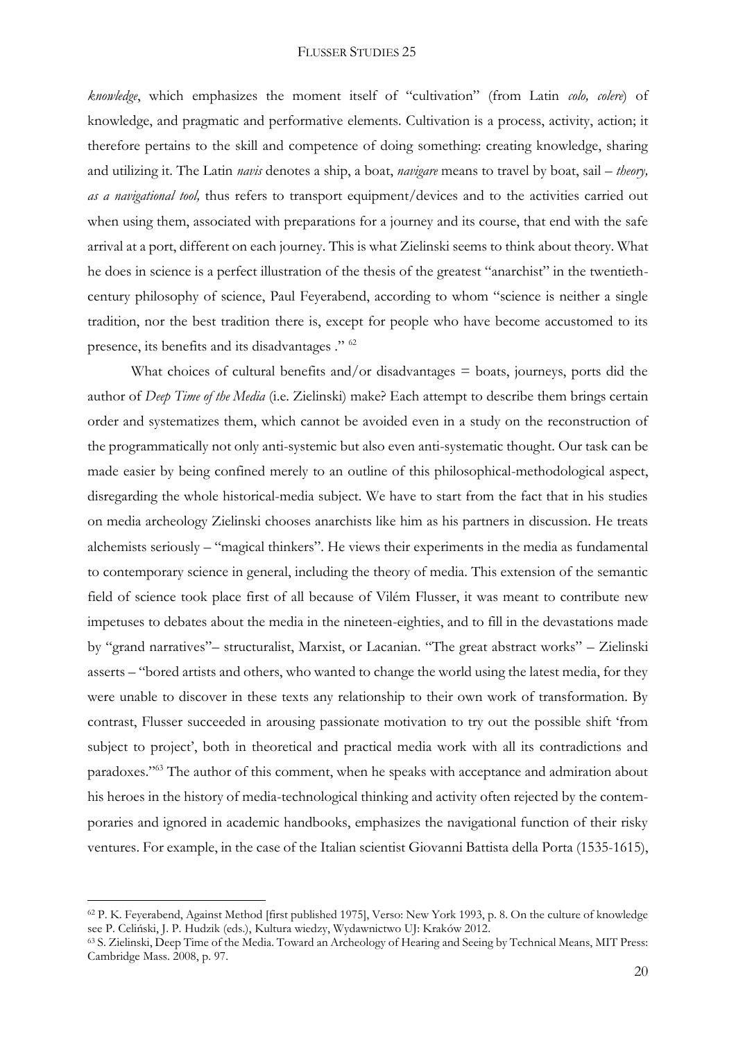*knowledge*, which emphasizes the moment itself of "cultivation" (from Latin *colo, colere*) of knowledge, and pragmatic and performative elements. Cultivation is a process, activity, action; it therefore pertains to the skill and competence of doing something: creating knowledge, sharing and utilizing it. The Latin *navis* denotes a ship, a boat, *navigare* means to travel by boat, sail – *theory, as a navigational tool,* thus refers to transport equipment/devices and to the activities carried out when using them, associated with preparations for a journey and its course, that end with the safe arrival at a port, different on each journey. This is what Zielinski seems to think about theory. What he does in science is a perfect illustration of the thesis of the greatest "anarchist" in the twentieth-century philosophy of science, Paul Feyerabend, according to whom "science is neither a single tradition, nor the best tradition there is, except for people who have become accustomed to its presence, its benefits and its disadvantages ." [62]

What choices of cultural benefits and/or disadvantages = boats, journeys, ports did the author of *Deep Time of the Media* (i.e. Zielinski) make? Each attempt to describe them brings certain order and systematizes them, which cannot be avoided even in a study on the reconstruction of the programmatically not only anti-systemic but also even anti-systematic thought. Our task can be made easier by being confined merely to an outline of this philosophical-methodological aspect, disregarding the whole historical-media subject. We have to start from the fact that in his studies on media archeology Zielinski chooses anarchists like him as his partners in discussion. He treats alchemists seriously – "magical thinkers". He views their experiments in the media as fundamental to contemporary science in general, including the theory of media. This extension of the semantic field of science took place first of all because of Vilém Flusser, it was meant to contribute new impetuses to debates about the media in the nineteen-eighties, and to fill in the devastations made by "grand narratives"– structuralist, Marxist, or Lacanian. "The great abstract works" – Zielinski asserts – "bored artists and others, who wanted to change the world using the latest media, for they were unable to discover in these texts any relationship to their own work of transformation. By contrast, Flusser succeeded in arousing passionate motivation to try out the possible shift 'from subject to project', both in theoretical and practical media work with all its contradictions and paradoxes."[63] The author of this comment, when he speaks with acceptance and admiration about his heroes in the history of media-technological thinking and activity often rejected by the contemporaries and ignored in academic handbooks, emphasizes the navigational function of their risky ventures. For example, in the case of the Italian scientist Giovanni Battista della Porta (1535-1615),

---

[62] P. K. Feyerabend, Against Method [first published 1975], Verso: New York 1993, p. 8. On the culture of knowledge see P. Celiński, J. P. Hudzik (eds.), Kultura wiedzy, Wydawnictwo UJ: Kraków 2012.

[63] S. Zielinski, Deep Time of the Media. Toward an Archeology of Hearing and Seeing by Technical Means, MIT Press: Cambridge Mass. 2008, p. 97.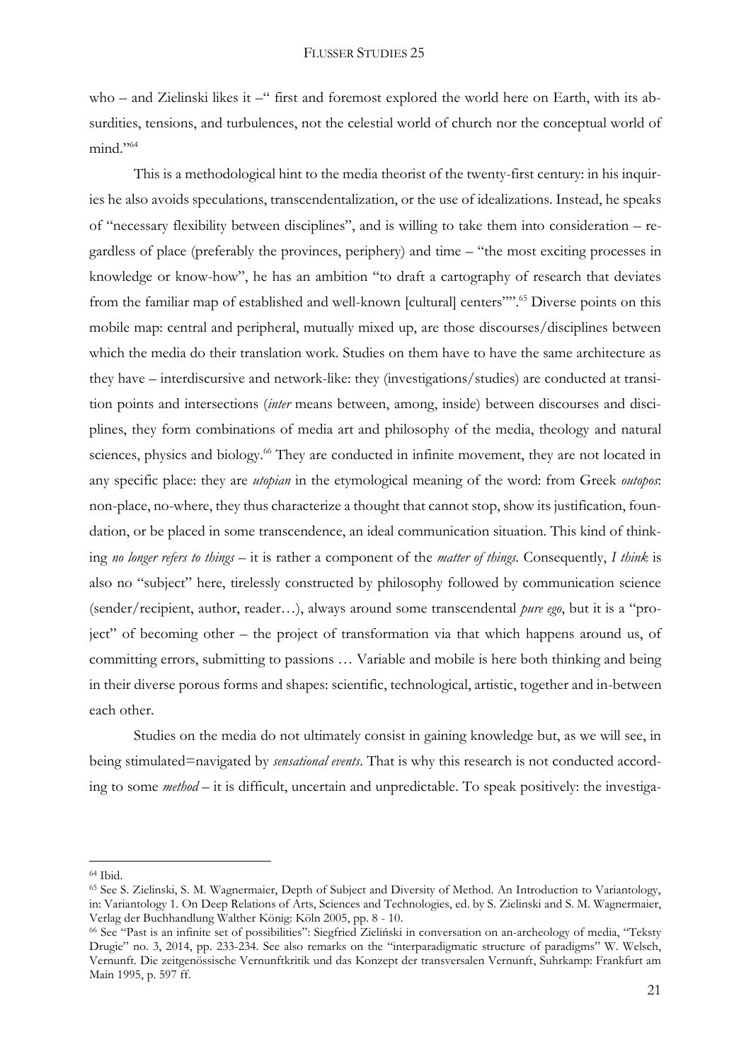who – and Zielinski likes it –" first and foremost explored the world here on Earth, with its absurdities, tensions, and turbulences, not the celestial world of church nor the conceptual world of mind."[64]

This is a methodological hint to the media theorist of the twenty-first century: in his inquiries he also avoids speculations, transcendentalization, or the use of idealizations. Instead, he speaks of "necessary flexibility between disciplines", and is willing to take them into consideration – regardless of place (preferably the provinces, periphery) and time – "the most exciting processes in knowledge or know-how", he has an ambition "to draft a cartography of research that deviates from the familiar map of established and well-known [cultural] centers"".[65] Diverse points on this mobile map: central and peripheral, mutually mixed up, are those discourses/disciplines between which the media do their translation work. Studies on them have to have the same architecture as they have – interdiscursive and network-like: they (investigations/studies) are conducted at transition points and intersections (*inter* means between, among, inside) between discourses and disciplines, they form combinations of media art and philosophy of the media, theology and natural sciences, physics and biology.[66] They are conducted in infinite movement, they are not located in any specific place: they are *utopian* in the etymological meaning of the word: from Greek *outopos*: non-place, no-where, they thus characterize a thought that cannot stop, show its justification, foundation, or be placed in some transcendence, an ideal communication situation. This kind of thinking *no longer refers to things* – it is rather a component of the *matter of things.* Consequently, *I think* is also no "subject" here, tirelessly constructed by philosophy followed by communication science (sender/recipient, author, reader…), always around some transcendental *pure ego*, but it is a "project" of becoming other – the project of transformation via that which happens around us, of committing errors, submitting to passions … Variable and mobile is here both thinking and being in their diverse porous forms and shapes: scientific, technological, artistic, together and in-between each other.

Studies on the media do not ultimately consist in gaining knowledge but, as we will see, in being stimulated=navigated by *sensational events*. That is why this research is not conducted according to some *method* – it is difficult, uncertain and unpredictable. To speak positively: the investiga-

---

[64] Ibid.

[65] See S. Zielinski, S. M. Wagnermaier, Depth of Subject and Diversity of Method. An Introduction to Variantology, in: Variantology 1. On Deep Relations of Arts, Sciences and Technologies, ed. by S. Zielinski and S. M. Wagnermaier, Verlag der Buchhandlung Walther König: Köln 2005, pp. 8 - 10.

[66] See "Past is an infinite set of possibilities": Siegfried Zieliński in conversation on an-archeology of media, "Teksty Drugie" no. 3, 2014, pp. 233-234. See also remarks on the "interparadigmatic structure of paradigms" W. Welsch, Vernunft. Die zeitgenössische Vernunftkritik und das Konzept der transversalen Vernunft, Suhrkamp: Frankfurt am Main 1995, p. 597 ff.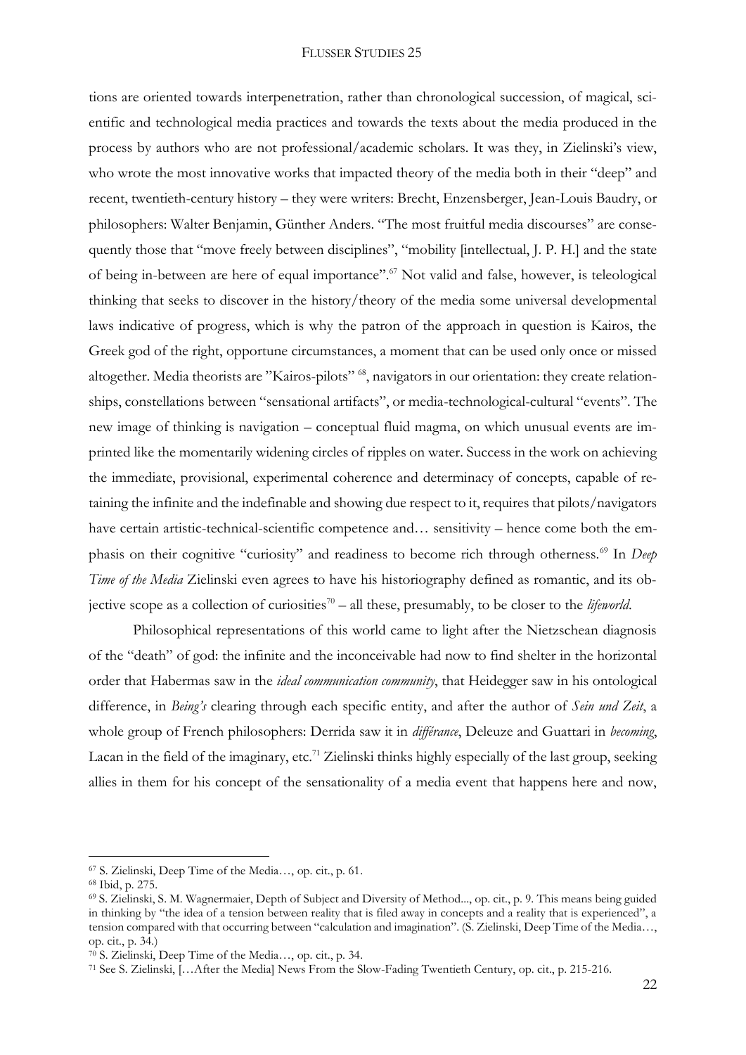tions are oriented towards interpenetration, rather than chronological succession, of magical, scientific and technological media practices and towards the texts about the media produced in the process by authors who are not professional/academic scholars. It was they, in Zielinski's view, who wrote the most innovative works that impacted theory of the media both in their "deep" and recent, twentieth-century history – they were writers: Brecht, Enzensberger, Jean-Louis Baudry, or philosophers: Walter Benjamin, Günther Anders. "The most fruitful media discourses" are consequently those that "move freely between disciplines", "mobility [intellectual, J. P. H.] and the state of being in-between are here of equal importance".[67] Not valid and false, however, is teleological thinking that seeks to discover in the history/theory of the media some universal developmental laws indicative of progress, which is why the patron of the approach in question is Kairos, the Greek god of the right, opportune circumstances, a moment that can be used only once or missed altogether. Media theorists are "Kairos-pilots" [68], navigators in our orientation: they create relationships, constellations between "sensational artifacts", or media-technological-cultural "events". The new image of thinking is navigation – conceptual fluid magma, on which unusual events are imprinted like the momentarily widening circles of ripples on water. Success in the work on achieving the immediate, provisional, experimental coherence and determinacy of concepts, capable of retaining the infinite and the indefinable and showing due respect to it, requires that pilots/navigators have certain artistic-technical-scientific competence and… sensitivity – hence come both the emphasis on their cognitive "curiosity" and readiness to become rich through otherness.[69] In *Deep Time of the Media* Zielinski even agrees to have his historiography defined as romantic, and its objective scope as a collection of curiosities[70] – all these, presumably, to be closer to the *lifeworld*.

Philosophical representations of this world came to light after the Nietzschean diagnosis of the "death" of god: the infinite and the inconceivable had now to find shelter in the horizontal order that Habermas saw in the *ideal communication community*, that Heidegger saw in his ontological difference, in *Being's* clearing through each specific entity, and after the author of *Sein und Zeit*, a whole group of French philosophers: Derrida saw it in *différance*, Deleuze and Guattari in *becoming*, Lacan in the field of the imaginary, etc.[71] Zielinski thinks highly especially of the last group, seeking allies in them for his concept of the sensationality of a media event that happens here and now,

---

[67] S. Zielinski, Deep Time of the Media…, op. cit., p. 61.

[68] Ibid, p. 275.

[69] S. Zielinski, S. M. Wagnermaier, Depth of Subject and Diversity of Method..., op. cit., p. 9. This means being guided in thinking by "the idea of a tension between reality that is filed away in concepts and a reality that is experienced", a tension compared with that occurring between "calculation and imagination". (S. Zielinski, Deep Time of the Media…, op. cit., p. 34.)

[70] S. Zielinski, Deep Time of the Media…, op. cit., p. 34.

[71] See S. Zielinski, […After the Media] News From the Slow-Fading Twentieth Century, op. cit., p. 215-216.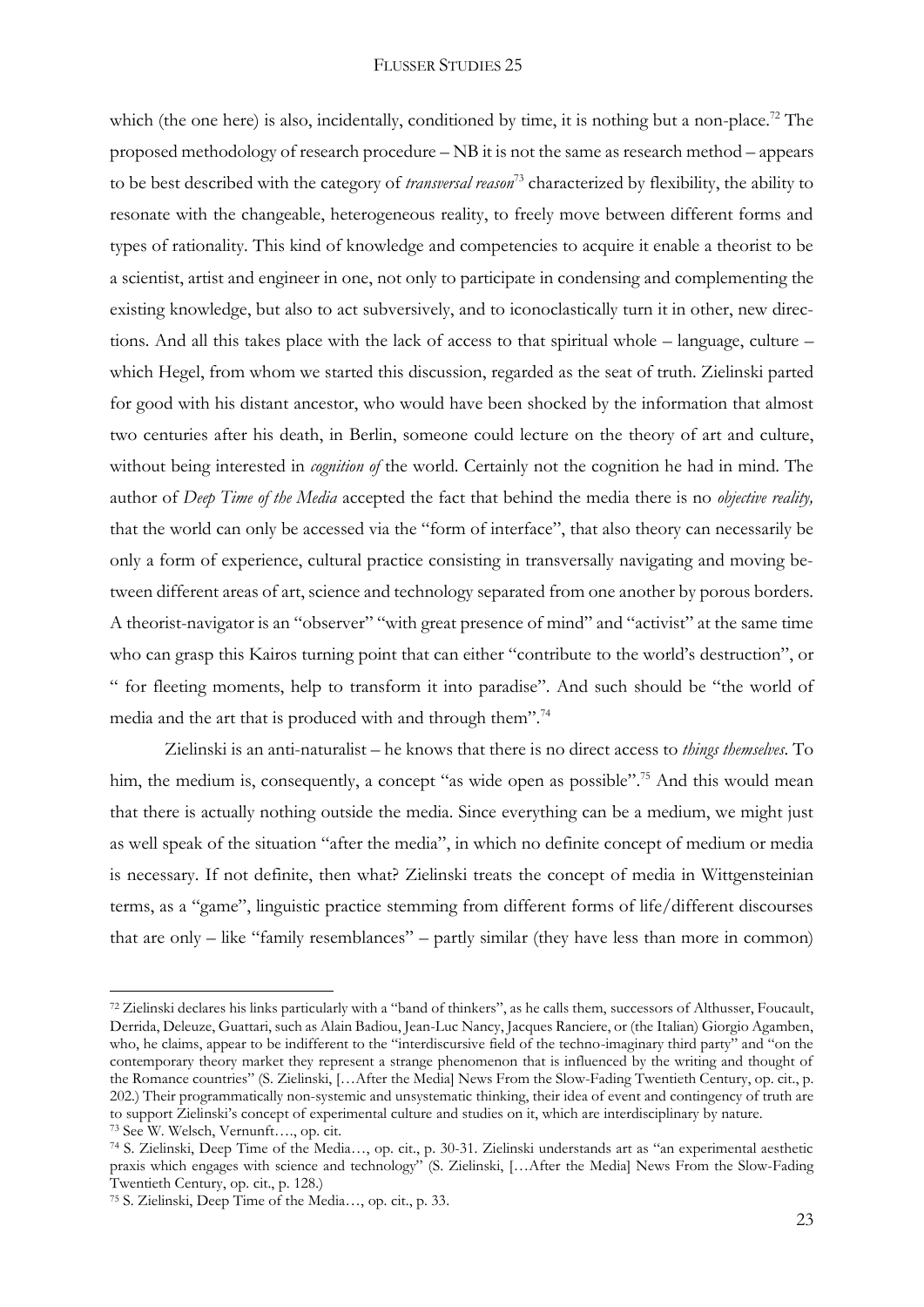which (the one here) is also, incidentally, conditioned by time, it is nothing but a non-place.[72] The proposed methodology of research procedure – NB it is not the same as research method – appears to be best described with the category of *transversal reason*[73] characterized by flexibility, the ability to resonate with the changeable, heterogeneous reality, to freely move between different forms and types of rationality. This kind of knowledge and competencies to acquire it enable a theorist to be a scientist, artist and engineer in one, not only to participate in condensing and complementing the existing knowledge, but also to act subversively, and to iconoclastically turn it in other, new directions. And all this takes place with the lack of access to that spiritual whole – language, culture – which Hegel, from whom we started this discussion, regarded as the seat of truth. Zielinski parted for good with his distant ancestor, who would have been shocked by the information that almost two centuries after his death, in Berlin, someone could lecture on the theory of art and culture, without being interested in *cognition of* the world. Certainly not the cognition he had in mind. The author of *Deep Time of the Media* accepted the fact that behind the media there is no *objective reality,* that the world can only be accessed via the "form of interface", that also theory can necessarily be only a form of experience, cultural practice consisting in transversally navigating and moving between different areas of art, science and technology separated from one another by porous borders. A theorist-navigator is an "observer" "with great presence of mind" and "activist" at the same time who can grasp this Kairos turning point that can either "contribute to the world's destruction", or " for fleeting moments, help to transform it into paradise". And such should be "the world of media and the art that is produced with and through them".[74]

Zielinski is an anti-naturalist – he knows that there is no direct access to *things themselves*. To him, the medium is, consequently, a concept "as wide open as possible".[75] And this would mean that there is actually nothing outside the media. Since everything can be a medium, we might just as well speak of the situation "after the media", in which no definite concept of medium or media is necessary. If not definite, then what? Zielinski treats the concept of media in Wittgensteinian terms, as a "game", linguistic practice stemming from different forms of life/different discourses that are only – like "family resemblances" – partly similar (they have less than more in common)

---

[72] Zielinski declares his links particularly with a "band of thinkers", as he calls them, successors of Althusser, Foucault, Derrida, Deleuze, Guattari, such as Alain Badiou, Jean-Luc Nancy, Jacques Ranciere, or (the Italian) Giorgio Agamben, who, he claims, appear to be indifferent to the "interdiscursive field of the techno-imaginary third party" and "on the contemporary theory market they represent a strange phenomenon that is influenced by the writing and thought of the Romance countries" (S. Zielinski, […After the Media] News From the Slow-Fading Twentieth Century, op. cit., p. 202.) Their programmatically non-systemic and unsystematic thinking, their idea of event and contingency of truth are to support Zielinski's concept of experimental culture and studies on it, which are interdisciplinary by nature.

[73] See W. Welsch, Vernunft…., op. cit.

[74] S. Zielinski, Deep Time of the Media…, op. cit., p. 30-31. Zielinski understands art as "an experimental aesthetic praxis which engages with science and technology" (S. Zielinski, […After the Media] News From the Slow-Fading Twentieth Century, op. cit., p. 128.)

[75] S. Zielinski, Deep Time of the Media…, op. cit., p. 33.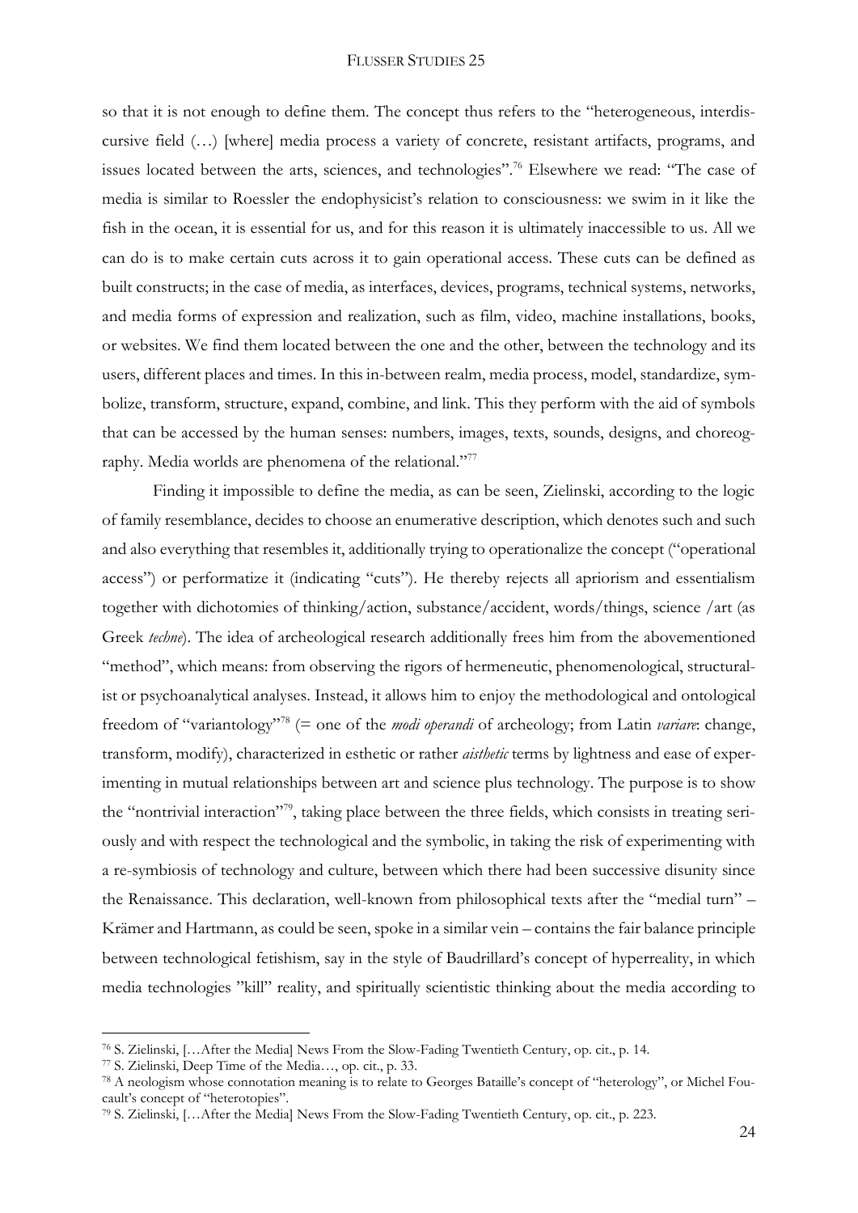so that it is not enough to define them. The concept thus refers to the "heterogeneous, interdiscursive field (…) [where] media process a variety of concrete, resistant artifacts, programs, and issues located between the arts, sciences, and technologies".[76] Elsewhere we read: "The case of media is similar to Roessler the endophysicist's relation to consciousness: we swim in it like the fish in the ocean, it is essential for us, and for this reason it is ultimately inaccessible to us. All we can do is to make certain cuts across it to gain operational access. These cuts can be defined as built constructs; in the case of media, as interfaces, devices, programs, technical systems, networks, and media forms of expression and realization, such as film, video, machine installations, books, or websites. We find them located between the one and the other, between the technology and its users, different places and times. In this in-between realm, media process, model, standardize, symbolize, transform, structure, expand, combine, and link. This they perform with the aid of symbols that can be accessed by the human senses: numbers, images, texts, sounds, designs, and choreography. Media worlds are phenomena of the relational."[77]

Finding it impossible to define the media, as can be seen, Zielinski, according to the logic of family resemblance, decides to choose an enumerative description, which denotes such and such and also everything that resembles it, additionally trying to operationalize the concept ("operational access") or performatize it (indicating "cuts"). He thereby rejects all apriorism and essentialism together with dichotomies of thinking/action, substance/accident, words/things, science /art (as Greek *techne*). The idea of archeological research additionally frees him from the abovementioned "method", which means: from observing the rigors of hermeneutic, phenomenological, structuralist or psychoanalytical analyses. Instead, it allows him to enjoy the methodological and ontological freedom of "variantology"[78] (= one of the *modi operandi* of archeology; from Latin *variare*: change, transform, modify), characterized in esthetic or rather *aisthetic* terms by lightness and ease of experimenting in mutual relationships between art and science plus technology. The purpose is to show the "nontrivial interaction"[79], taking place between the three fields, which consists in treating seriously and with respect the technological and the symbolic, in taking the risk of experimenting with a re-symbiosis of technology and culture, between which there had been successive disunity since the Renaissance. This declaration, well-known from philosophical texts after the "medial turn" – Krämer and Hartmann, as could be seen, spoke in a similar vein – contains the fair balance principle between technological fetishism, say in the style of Baudrillard's concept of hyperreality, in which media technologies "kill" reality, and spiritually scientistic thinking about the media according to

---

[76] S. Zielinski, […After the Media] News From the Slow-Fading Twentieth Century, op. cit., p. 14.

[77] S. Zielinski, Deep Time of the Media…, op. cit., p. 33.

[78] A neologism whose connotation meaning is to relate to Georges Bataille's concept of "heterology", or Michel Foucault's concept of "heterotopies".

[79] S. Zielinski, […After the Media] News From the Slow-Fading Twentieth Century, op. cit., p. 223.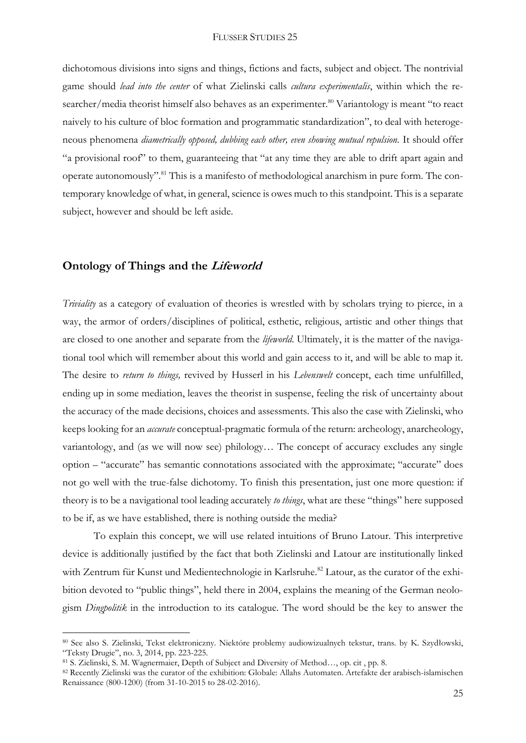dichotomous divisions into signs and things, fictions and facts, subject and object. The nontrivial game should *lead into the center* of what Zielinski calls *cultura experimentalis*, within which the researcher/media theorist himself also behaves as an experimenter.[80] Variantology is meant "to react naively to his culture of bloc formation and programmatic standardization", to deal with heterogeneous phenomena *diametrically opposed, dubbing each other, even showing mutual repulsion.* It should offer "a provisional roof" to them, guaranteeing that "at any time they are able to drift apart again and operate autonomously".[81] This is a manifesto of methodological anarchism in pure form. The contemporary knowledge of what, in general, science is owes much to this standpoint. This is a separate subject, however and should be left aside.

## Ontology of Things and the *Lifeworld*

*Triviality* as a category of evaluation of theories is wrestled with by scholars trying to pierce, in a way, the armor of orders/disciplines of political, esthetic, religious, artistic and other things that are closed to one another and separate from the *lifeworld*. Ultimately, it is the matter of the navigational tool which will remember about this world and gain access to it, and will be able to map it. The desire to *return to things,* revived by Husserl in his *Lebenswelt* concept, each time unfulfilled, ending up in some mediation, leaves the theorist in suspense, feeling the risk of uncertainty about the accuracy of the made decisions, choices and assessments. This also the case with Zielinski, who keeps looking for an *accurate* conceptual-pragmatic formula of the return: archeology, anarcheology, variantology, and (as we will now see) philology… The concept of accuracy excludes any single option – "accurate" has semantic connotations associated with the approximate; "accurate" does not go well with the true-false dichotomy. To finish this presentation, just one more question: if theory is to be a navigational tool leading accurately *to things*, what are these "things" here supposed to be if, as we have established, there is nothing outside the media?

To explain this concept, we will use related intuitions of Bruno Latour. This interpretive device is additionally justified by the fact that both Zielinski and Latour are institutionally linked with Zentrum für Kunst und Medientechnologie in Karlsruhe.[82] Latour, as the curator of the exhibition devoted to "public things", held there in 2004, explains the meaning of the German neologism *Dingpolitik* in the introduction to its catalogue. The word should be the key to answer the

---

[80] See also S. Zielinski, Tekst elektroniczny. Niektóre problemy audiowizualnych tekstur, trans. by K. Szydłowski, "Teksty Drugie", no. 3, 2014, pp. 223-225.

[81] S. Zielinski, S. M. Wagnermaier, Depth of Subject and Diversity of Method…, op. cit , pp. 8.

[82] Recently Zielinski was the curator of the exhibition: Globale: Allahs Automaten. Artefakte der arabisch-islamischen Renaissance (800-1200) (from 31-10-2015 to 28-02-2016).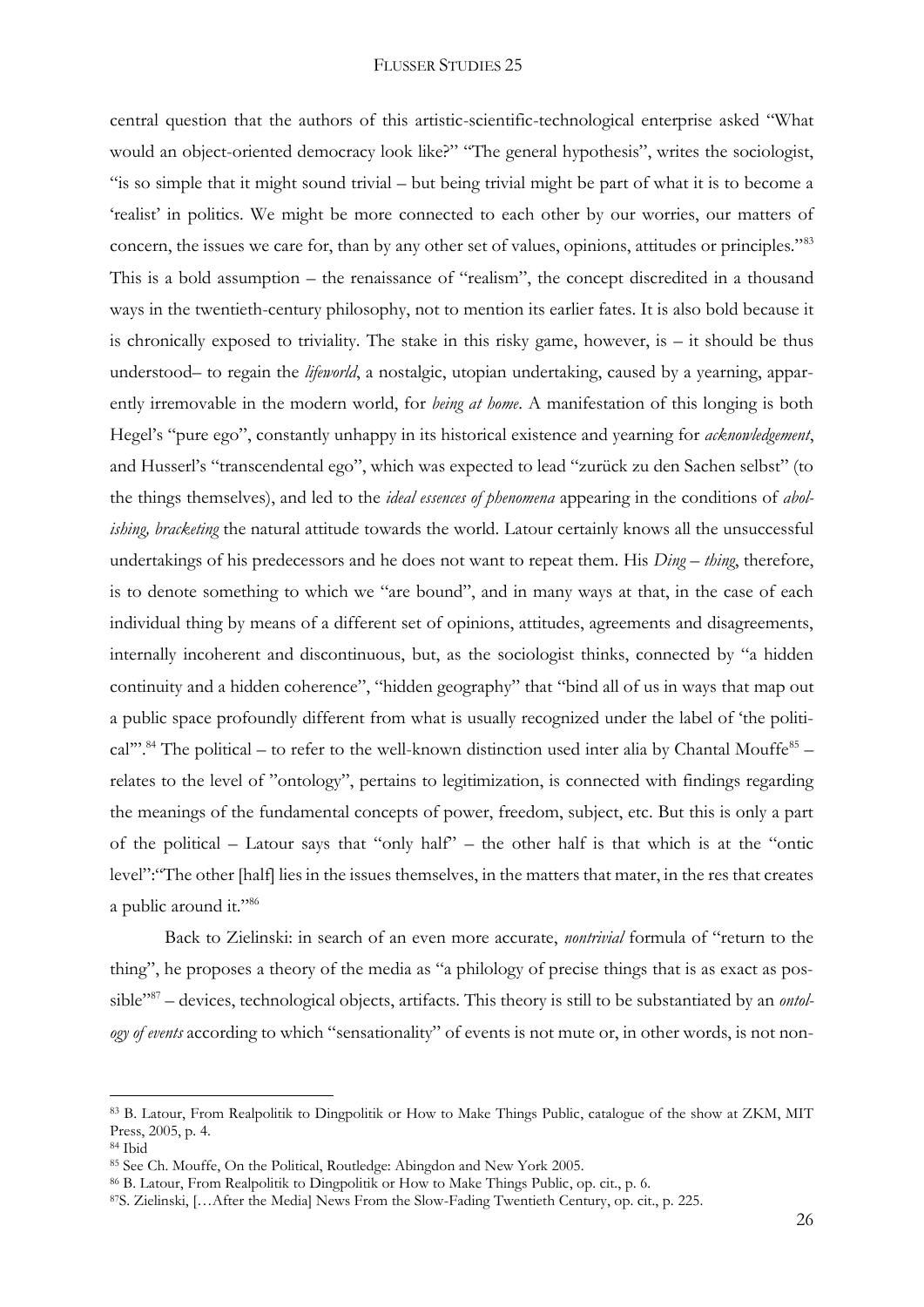central question that the authors of this artistic-scientific-technological enterprise asked "What would an object-oriented democracy look like?" "The general hypothesis", writes the sociologist, "is so simple that it might sound trivial – but being trivial might be part of what it is to become a 'realist' in politics. We might be more connected to each other by our worries, our matters of concern, the issues we care for, than by any other set of values, opinions, attitudes or principles."[83] This is a bold assumption – the renaissance of "realism", the concept discredited in a thousand ways in the twentieth-century philosophy, not to mention its earlier fates. It is also bold because it is chronically exposed to triviality. The stake in this risky game, however, is – it should be thus understood– to regain the *lifeworld*, a nostalgic, utopian undertaking, caused by a yearning, apparently irremovable in the modern world, for *being at home*. A manifestation of this longing is both Hegel's "pure ego", constantly unhappy in its historical existence and yearning for *acknowledgement*, and Husserl's "transcendental ego", which was expected to lead "zurück zu den Sachen selbst" (to the things themselves), and led to the *ideal essences of phenomena* appearing in the conditions of *abolishing, bracketing* the natural attitude towards the world. Latour certainly knows all the unsuccessful undertakings of his predecessors and he does not want to repeat them. His *Ding* – *thing*, therefore, is to denote something to which we "are bound", and in many ways at that, in the case of each individual thing by means of a different set of opinions, attitudes, agreements and disagreements, internally incoherent and discontinuous, but, as the sociologist thinks, connected by "a hidden continuity and a hidden coherence", "hidden geography" that "bind all of us in ways that map out a public space profoundly different from what is usually recognized under the label of 'the political'".[84] The political – to refer to the well-known distinction used inter alia by Chantal Mouffe[85] – relates to the level of "ontology", pertains to legitimization, is connected with findings regarding the meanings of the fundamental concepts of power, freedom, subject, etc. But this is only a part of the political – Latour says that "only half" – the other half is that which is at the "ontic level":"The other [half] lies in the issues themselves, in the matters that mater, in the res that creates a public around it."[86]

Back to Zielinski: in search of an even more accurate, *nontrivial* formula of "return to the thing", he proposes a theory of the media as "a philology of precise things that is as exact as possible"[87] – devices, technological objects, artifacts. This theory is still to be substantiated by an *ontology of events* according to which "sensationality" of events is not mute or, in other words, is not non-

---

[83] B. Latour, From Realpolitik to Dingpolitik or How to Make Things Public, catalogue of the show at ZKM, MIT Press, 2005, p. 4.

[84] Ibid

[85] See Ch. Mouffe, On the Political, Routledge: Abingdon and New York 2005.

[86] B. Latour, From Realpolitik to Dingpolitik or How to Make Things Public, op. cit., p. 6.

[87] S. Zielinski, […After the Media] News From the Slow-Fading Twentieth Century, op. cit., p. 225.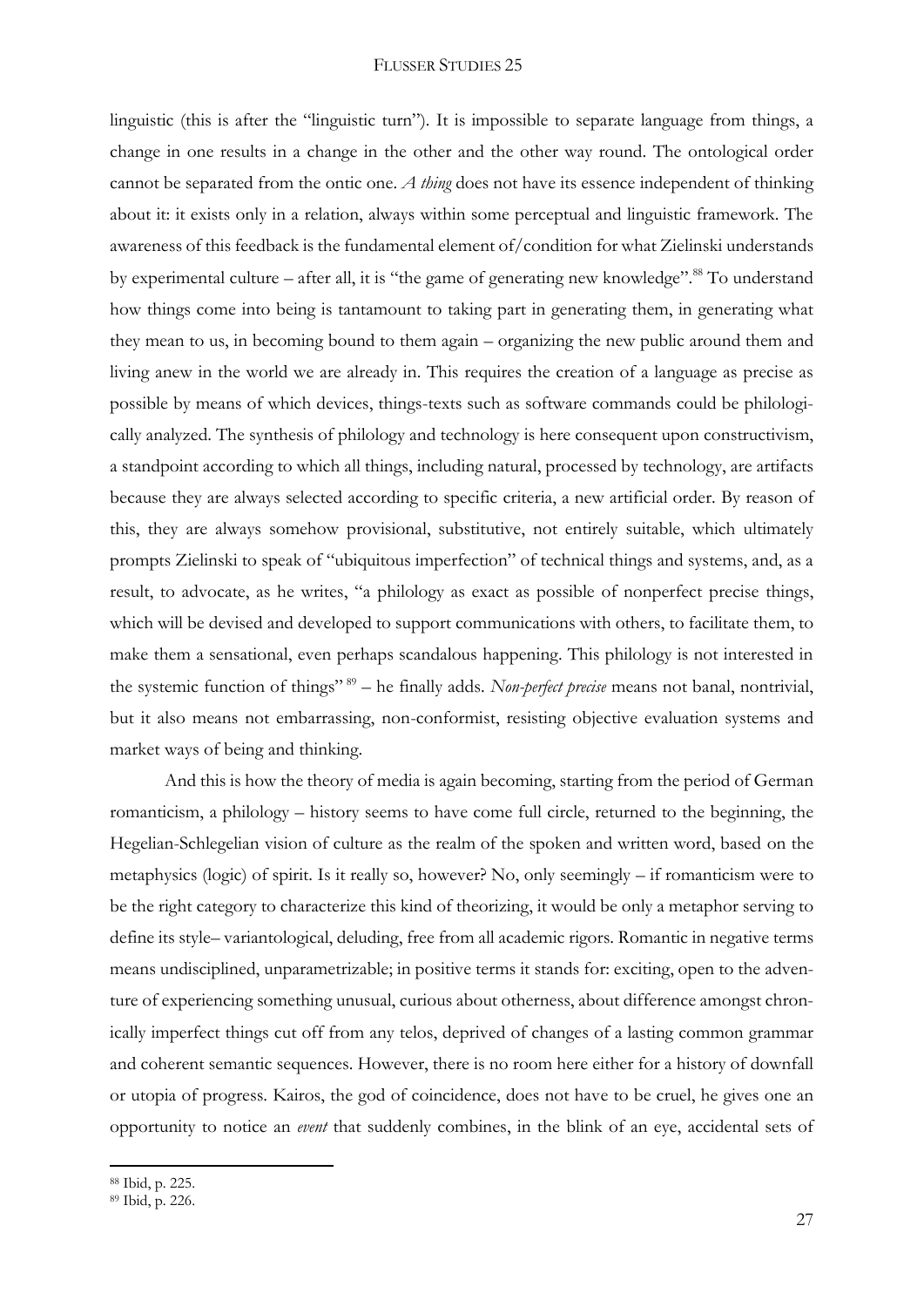linguistic (this is after the "linguistic turn"). It is impossible to separate language from things, a change in one results in a change in the other and the other way round. The ontological order cannot be separated from the ontic one. *A thing* does not have its essence independent of thinking about it: it exists only in a relation, always within some perceptual and linguistic framework. The awareness of this feedback is the fundamental element of/condition for what Zielinski understands by experimental culture – after all, it is "the game of generating new knowledge".[88] To understand how things come into being is tantamount to taking part in generating them, in generating what they mean to us, in becoming bound to them again – organizing the new public around them and living anew in the world we are already in. This requires the creation of a language as precise as possible by means of which devices, things-texts such as software commands could be philologically analyzed. The synthesis of philology and technology is here consequent upon constructivism, a standpoint according to which all things, including natural, processed by technology, are artifacts because they are always selected according to specific criteria, a new artificial order. By reason of this, they are always somehow provisional, substitutive, not entirely suitable, which ultimately prompts Zielinski to speak of "ubiquitous imperfection" of technical things and systems, and, as a result, to advocate, as he writes, "a philology as exact as possible of nonperfect precise things, which will be devised and developed to support communications with others, to facilitate them, to make them a sensational, even perhaps scandalous happening. This philology is not interested in the systemic function of things" [89] – he finally adds. *Non-perfect precise* means not banal, nontrivial, but it also means not embarrassing, non-conformist, resisting objective evaluation systems and market ways of being and thinking.

And this is how the theory of media is again becoming, starting from the period of German romanticism, a philology – history seems to have come full circle, returned to the beginning, the Hegelian-Schlegelian vision of culture as the realm of the spoken and written word, based on the metaphysics (logic) of spirit. Is it really so, however? No, only seemingly – if romanticism were to be the right category to characterize this kind of theorizing, it would be only a metaphor serving to define its style– variantological, deluding, free from all academic rigors. Romantic in negative terms means undisciplined, unparametrizable; in positive terms it stands for: exciting, open to the adventure of experiencing something unusual, curious about otherness, about difference amongst chronically imperfect things cut off from any telos, deprived of changes of a lasting common grammar and coherent semantic sequences. However, there is no room here either for a history of downfall or utopia of progress. Kairos, the god of coincidence, does not have to be cruel, he gives one an opportunity to notice an *event* that suddenly combines, in the blink of an eye, accidental sets of

---

[88] Ibid, p. 225.

[89] Ibid, p. 226.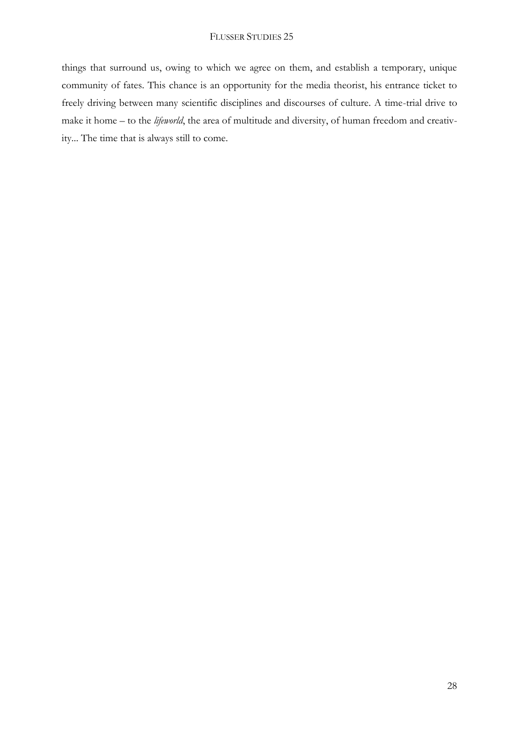things that surround us, owing to which we agree on them, and establish a temporary, unique community of fates. This chance is an opportunity for the media theorist, his entrance ticket to freely driving between many scientific disciplines and discourses of culture. A time-trial drive to make it home – to the *lifeworld*, the area of multitude and diversity, of human freedom and creativity... The time that is always still to come.